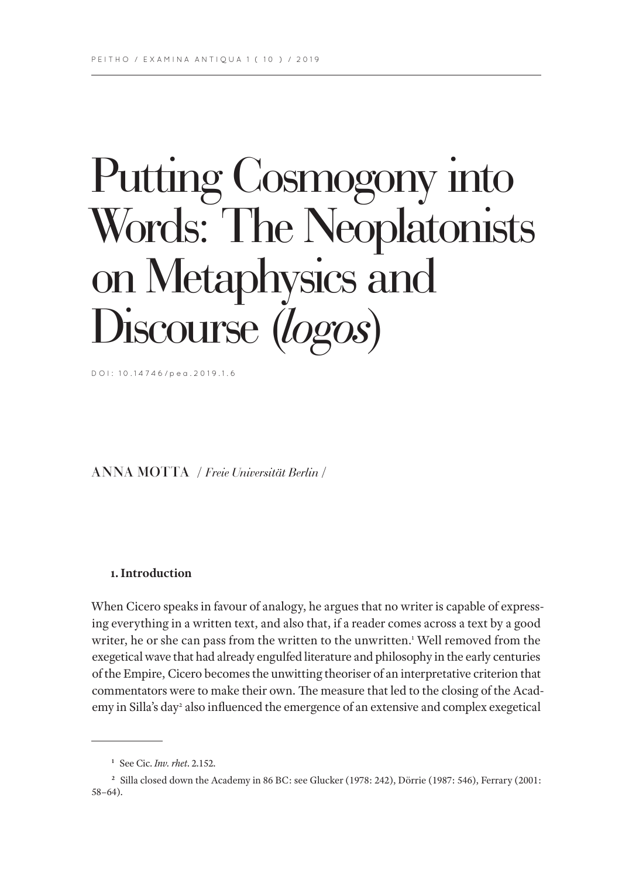# Putting Cosmogony into Words: The Neoplatonists on Metaphysics and Discourse (*logos*)

DOI: 10.14746/pea.2019.1.6

ANNA MOTTA / *Freie Universität Berlin* /

### 1. Introduction

When Cicero speaks in favour of analogy, he argues that no writer is capable of expressing everything in a written text, and also that, if a reader comes across a text by a good writer, he or she can pass from the written to the unwritten.[1] Well removed from the exegetical wave that had already engulfed literature and philosophy in the early centuries of the Empire, Cicero becomes the unwitting theoriser of an interpretative criterion that commentators were to make their own. The measure that led to the closing of the Academy in Silla's day[2] also influenced the emergence of an extensive and complex exegetical

---

[1] See Cic. *Inv. rhet*. 2.152.

[2] Silla closed down the Academy in 86 BC: see Glucker (1978: 242), Dörrie (1987: 546), Ferrary (2001: 58–64).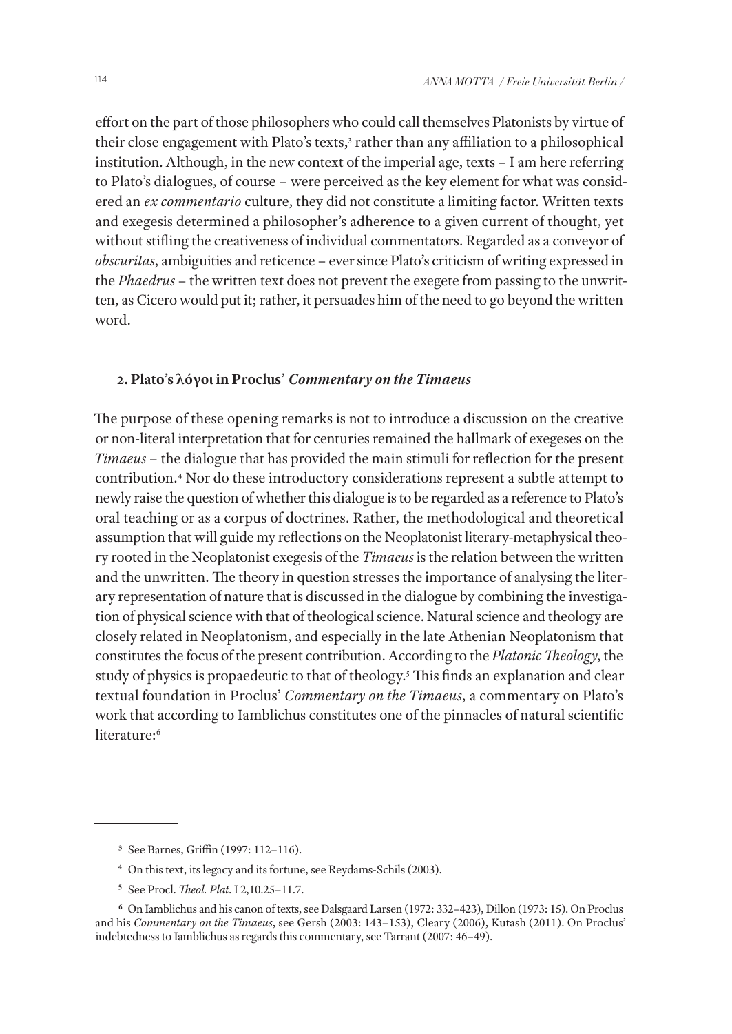effort on the part of those philosophers who could call themselves Platonists by virtue of their close engagement with Plato's texts,[3] rather than any affiliation to a philosophical institution. Although, in the new context of the imperial age, texts – I am here referring to Plato's dialogues, of course – were perceived as the key element for what was considered an *ex commentario* culture, they did not constitute a limiting factor. Written texts and exegesis determined a philosopher's adherence to a given current of thought, yet without stifling the creativeness of individual commentators. Regarded as a conveyor of *obscuritas*, ambiguities and reticence – ever since Plato's criticism of writing expressed in the *Phaedrus* – the written text does not prevent the exegete from passing to the unwritten, as Cicero would put it; rather, it persuades him of the need to go beyond the written word.

## 2. Plato's λόγοι in Proclus' *Commentary on the Timaeus*

The purpose of these opening remarks is not to introduce a discussion on the creative or non-literal interpretation that for centuries remained the hallmark of exegeses on the *Timaeus* – the dialogue that has provided the main stimuli for reflection for the present contribution.[4] Nor do these introductory considerations represent a subtle attempt to newly raise the question of whether this dialogue is to be regarded as a reference to Plato's oral teaching or as a corpus of doctrines. Rather, the methodological and theoretical assumption that will guide my reflections on the Neoplatonist literary-metaphysical theory rooted in the Neoplatonist exegesis of the *Timaeus* is the relation between the written and the unwritten. The theory in question stresses the importance of analysing the literary representation of nature that is discussed in the dialogue by combining the investigation of physical science with that of theological science. Natural science and theology are closely related in Neoplatonism, and especially in the late Athenian Neoplatonism that constitutes the focus of the present contribution. According to the *Platonic Theology*, the study of physics is propaedeutic to that of theology.[5] This finds an explanation and clear textual foundation in Proclus' *Commentary on the Timaeus*, a commentary on Plato's work that according to Iamblichus constitutes one of the pinnacles of natural scientific literature:[6]

---

[3] See Barnes, Griffin (1997: 112–116).

[4] On this text, its legacy and its fortune, see Reydams-Schils (2003).

[5] See Procl. *Theol. Plat*. I 2,10.25–11.7.

[6] On Iamblichus and his canon of texts, see Dalsgaard Larsen (1972: 332–423), Dillon (1973: 15). On Proclus and his *Commentary on the Timaeus*, see Gersh (2003: 143–153), Cleary (2006), Kutash (2011). On Proclus' indebtedness to Iamblichus as regards this commentary, see Tarrant (2007: 46–49).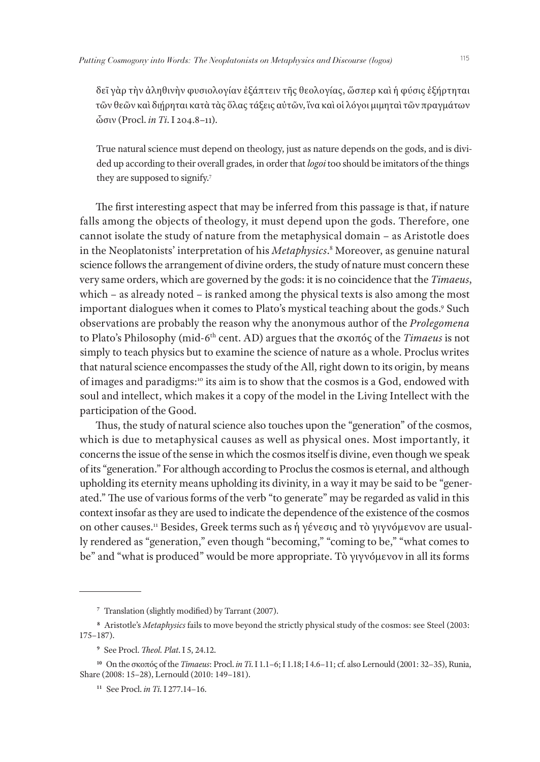δεῖ γὰρ τὴν ἀληθινὴν φυσιολογίαν ἐξάπτειν τῆς θεολογίας, ὥσπερ καὶ ἡ φύσις ἐξήρτηται τῶν θεῶν καὶ διῄρηται κατὰ τὰς ὅλας τάξεις αὐτῶν, ἵνα καὶ οἱ λόγοι μιμηταὶ τῶν πραγμάτων ὦσιν (Procl. *in Ti*. I 204.8–11).

True natural science must depend on theology, just as nature depends on the gods, and is divided up according to their overall grades, in order that *logoi* too should be imitators of the things they are supposed to signify.[7]

The first interesting aspect that may be inferred from this passage is that, if nature falls among the objects of theology, it must depend upon the gods. Therefore, one cannot isolate the study of nature from the metaphysical domain – as Aristotle does in the Neoplatonists' interpretation of his *Metaphysics*.[8] Moreover, as genuine natural science follows the arrangement of divine orders, the study of nature must concern these very same orders, which are governed by the gods: it is no coincidence that the *Timaeus*, which – as already noted – is ranked among the physical texts is also among the most important dialogues when it comes to Plato's mystical teaching about the gods.[9] Such observations are probably the reason why the anonymous author of the *Prolegomena* to Plato's Philosophy (mid-6th cent. AD) argues that the σκοπός of the *Timaeus* is not simply to teach physics but to examine the science of nature as a whole. Proclus writes that natural science encompasses the study of the All, right down to its origin, by means of images and paradigms:[10] its aim is to show that the cosmos is a God, endowed with soul and intellect, which makes it a copy of the model in the Living Intellect with the participation of the Good.

Thus, the study of natural science also touches upon the "generation" of the cosmos, which is due to metaphysical causes as well as physical ones. Most importantly, it concerns the issue of the sense in which the cosmos itself is divine, even though we speak of its "generation." For although according to Proclus the cosmos is eternal, and although upholding its eternity means upholding its divinity, in a way it may be said to be "generated." The use of various forms of the verb "to generate" may be regarded as valid in this context insofar as they are used to indicate the dependence of the existence of the cosmos on other causes.[11] Besides, Greek terms such as ἡ γένεσις and τὸ γιγνόμενον are usually rendered as "generation," even though "becoming," "coming to be," "what comes to be" and "what is produced" would be more appropriate. Τὸ γιγνόμενον in all its forms

---

[7] Translation (slightly modified) by Tarrant (2007).

[8] Aristotle's *Metaphysics* fails to move beyond the strictly physical study of the cosmos: see Steel (2003: 175–187).

[9] See Procl. *Theol. Plat*. I 5, 24.12.

[10] On the σκοπός of the *Timaeus*: Procl. *in Ti*. I 1.1–6; I 1.18; I 4.6–11; cf. also Lernould (2001: 32–35), Runia, Share (2008: 15–28), Lernould (2010: 149–181).

[11] See Procl. *in Ti*. I 277.14–16.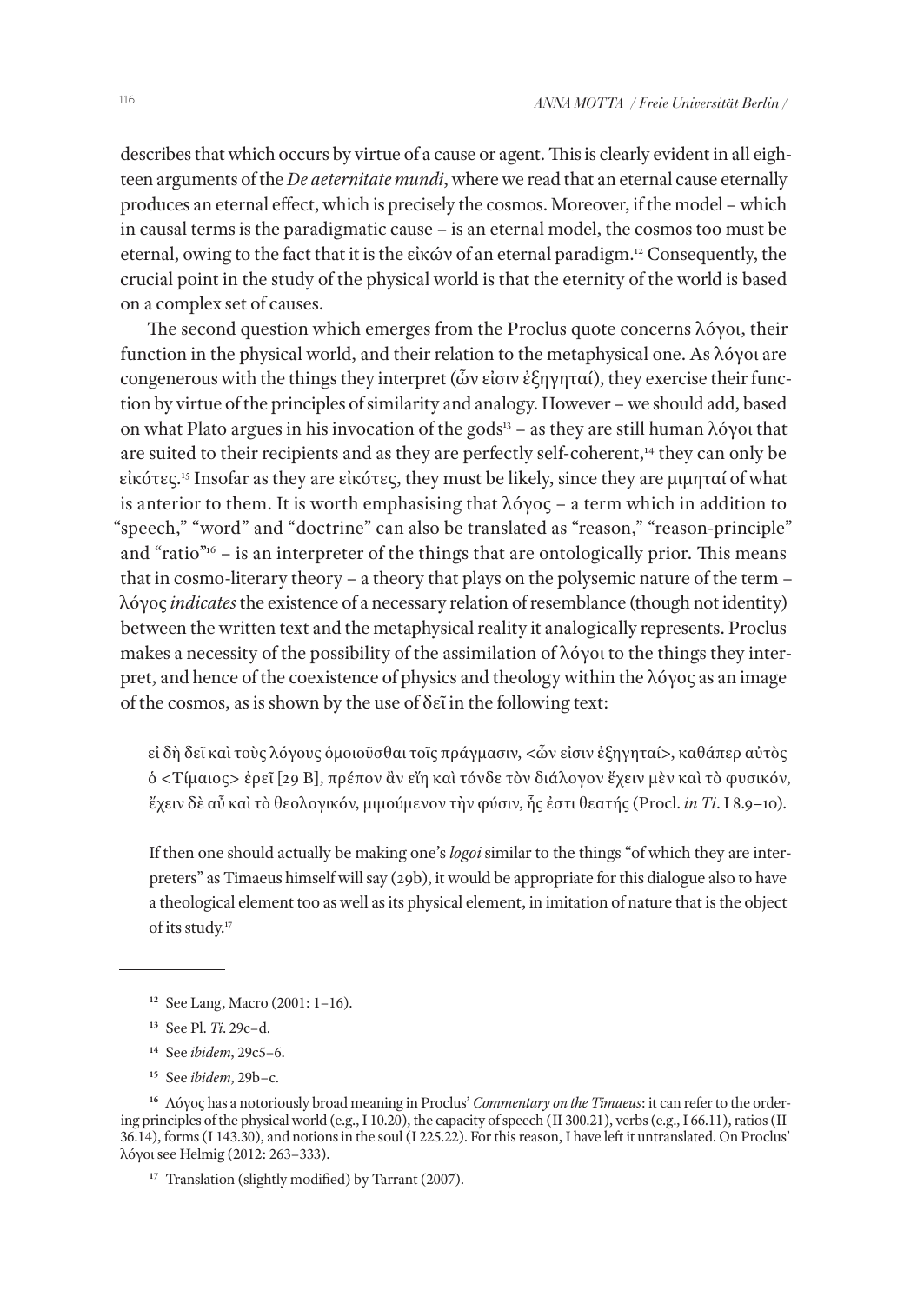describes that which occurs by virtue of a cause or agent. This is clearly evident in all eighteen arguments of the *De aeternitate mundi*, where we read that an eternal cause eternally produces an eternal effect, which is precisely the cosmos. Moreover, if the model – which in causal terms is the paradigmatic cause – is an eternal model, the cosmos too must be eternal, owing to the fact that it is the εἰκών of an eternal paradigm.[12] Consequently, the crucial point in the study of the physical world is that the eternity of the world is based on a complex set of causes.

The second question which emerges from the Proclus quote concerns λόγοι, their function in the physical world, and their relation to the metaphysical one. As λόγοι are congenerous with the things they interpret (ὧν εἰσιν ἐξηγηταί), they exercise their function by virtue of the principles of similarity and analogy. However – we should add, based on what Plato argues in his invocation of the gods[13] – as they are still human λόγοι that are suited to their recipients and as they are perfectly self-coherent,[14] they can only be εἰκότες.[15] Insofar as they are εἰκότες, they must be likely, since they are μιμηταί of what is anterior to them. It is worth emphasising that λόγος – a term which in addition to "speech," "word" and "doctrine" can also be translated as "reason," "reason-principle" and "ratio"[16] – is an interpreter of the things that are ontologically prior. This means that in cosmo-literary theory – a theory that plays on the polysemic nature of the term – λόγος *indicates* the existence of a necessary relation of resemblance (though not identity) between the written text and the metaphysical reality it analogically represents. Proclus makes a necessity of the possibility of the assimilation of λόγοι to the things they interpret, and hence of the coexistence of physics and theology within the λόγος as an image of the cosmos, as is shown by the use of δεῖ in the following text:

> εἰ δὴ δεῖ καὶ τοὺς λόγους ὁμοιοῦσθαι τοῖς πράγμασιν, <ὧν εἰσιν ἐξηγηταί>, καθάπερ αὐτὸς ὁ <Τίμαιος> ἐρεῖ [29 B], πρέπον ἂν εἴη καὶ τόνδε τὸν διάλογον ἔχειν μὲν καὶ τὸ φυσικόν, ἔχειν δὲ αὖ καὶ τὸ θεολογικόν, μιμούμενον τὴν φύσιν, ἧς ἐστι θεατής (Procl. *in Ti*. I 8.9–10).
>
> If then one should actually be making one's *logoi* similar to the things "of which they are interpreters" as Timaeus himself will say (29b), it would be appropriate for this dialogue also to have a theological element too as well as its physical element, in imitation of nature that is the object of its study.[17]

---

[12] See Lang, Macro (2001: 1–16).

[13] See Pl. *Ti*. 29c–d.

[14] See *ibidem*, 29c5–6.

[15] See *ibidem*, 29b–c.

[16] Λόγος has a notoriously broad meaning in Proclus' *Commentary on the Timaeus*: it can refer to the ordering principles of the physical world (e.g., I 10.20), the capacity of speech (II 300.21), verbs (e.g., I 66.11), ratios (II 36.14), forms (I 143.30), and notions in the soul (I 225.22). For this reason, I have left it untranslated. On Proclus' λόγοι see Helmig (2012: 263–333).

[17] Translation (slightly modified) by Tarrant (2007).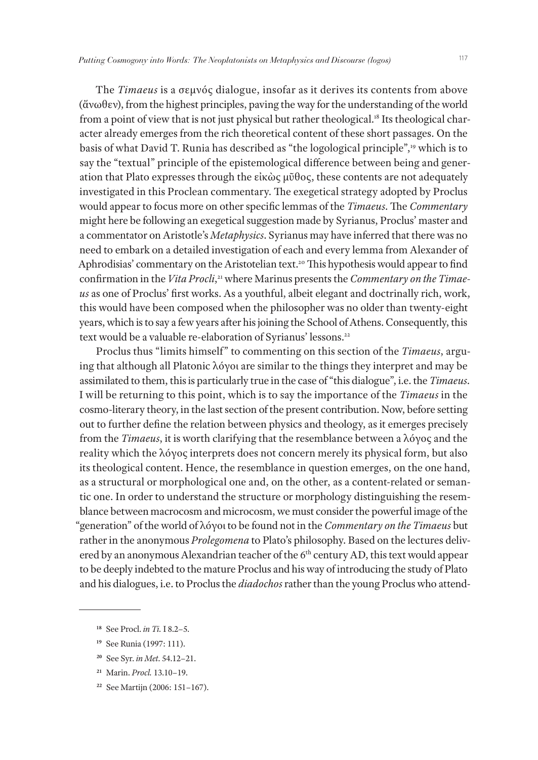The *Timaeus* is a σεμνός dialogue, insofar as it derives its contents from above (ἄνωθεν), from the highest principles, paving the way for the understanding of the world from a point of view that is not just physical but rather theological.[18] Its theological character already emerges from the rich theoretical content of these short passages. On the basis of what David T. Runia has described as "the logological principle",[19] which is to say the "textual" principle of the epistemological difference between being and generation that Plato expresses through the εἰκὼς μῦθος, these contents are not adequately investigated in this Proclean commentary. The exegetical strategy adopted by Proclus would appear to focus more on other specific lemmas of the *Timaeus*. The *Commentary* might here be following an exegetical suggestion made by Syrianus, Proclus' master and a commentator on Aristotle's *Metaphysics*. Syrianus may have inferred that there was no need to embark on a detailed investigation of each and every lemma from Alexander of Aphrodisias' commentary on the Aristotelian text.[20] This hypothesis would appear to find confirmation in the *Vita Procli*,[21] where Marinus presents the *Commentary on the Timaeus* as one of Proclus' first works. As a youthful, albeit elegant and doctrinally rich, work, this would have been composed when the philosopher was no older than twenty-eight years, which is to say a few years after his joining the School of Athens. Consequently, this text would be a valuable re-elaboration of Syrianus' lessons.[22]

Proclus thus "limits himself" to commenting on this section of the *Timaeus*, arguing that although all Platonic λόγοι are similar to the things they interpret and may be assimilated to them, this is particularly true in the case of "this dialogue", i.e. the *Timaeus*. I will be returning to this point, which is to say the importance of the *Timaeus* in the cosmo-literary theory, in the last section of the present contribution. Now, before setting out to further define the relation between physics and theology, as it emerges precisely from the *Timaeus*, it is worth clarifying that the resemblance between a λόγος and the reality which the λόγος interprets does not concern merely its physical form, but also its theological content. Hence, the resemblance in question emerges, on the one hand, as a structural or morphological one and, on the other, as a content-related or semantic one. In order to understand the structure or morphology distinguishing the resemblance between macrocosm and microcosm, we must consider the powerful image of the "generation" of the world of λόγοι to be found not in the *Commentary on the Timaeus* but rather in the anonymous *Prolegomena* to Plato's philosophy. Based on the lectures delivered by an anonymous Alexandrian teacher of the 6th century AD, this text would appear to be deeply indebted to the mature Proclus and his way of introducing the study of Plato and his dialogues, i.e. to Proclus the *diadochos* rather than the young Proclus who attend-

---

[18] See Procl. *in Ti.* I 8.2–5.

[19] See Runia (1997: 111).

[20] See Syr. *in Met.* 54.12–21.

[21] Marin. *Procl.* 13.10–19.

[22] See Martijn (2006: 151–167).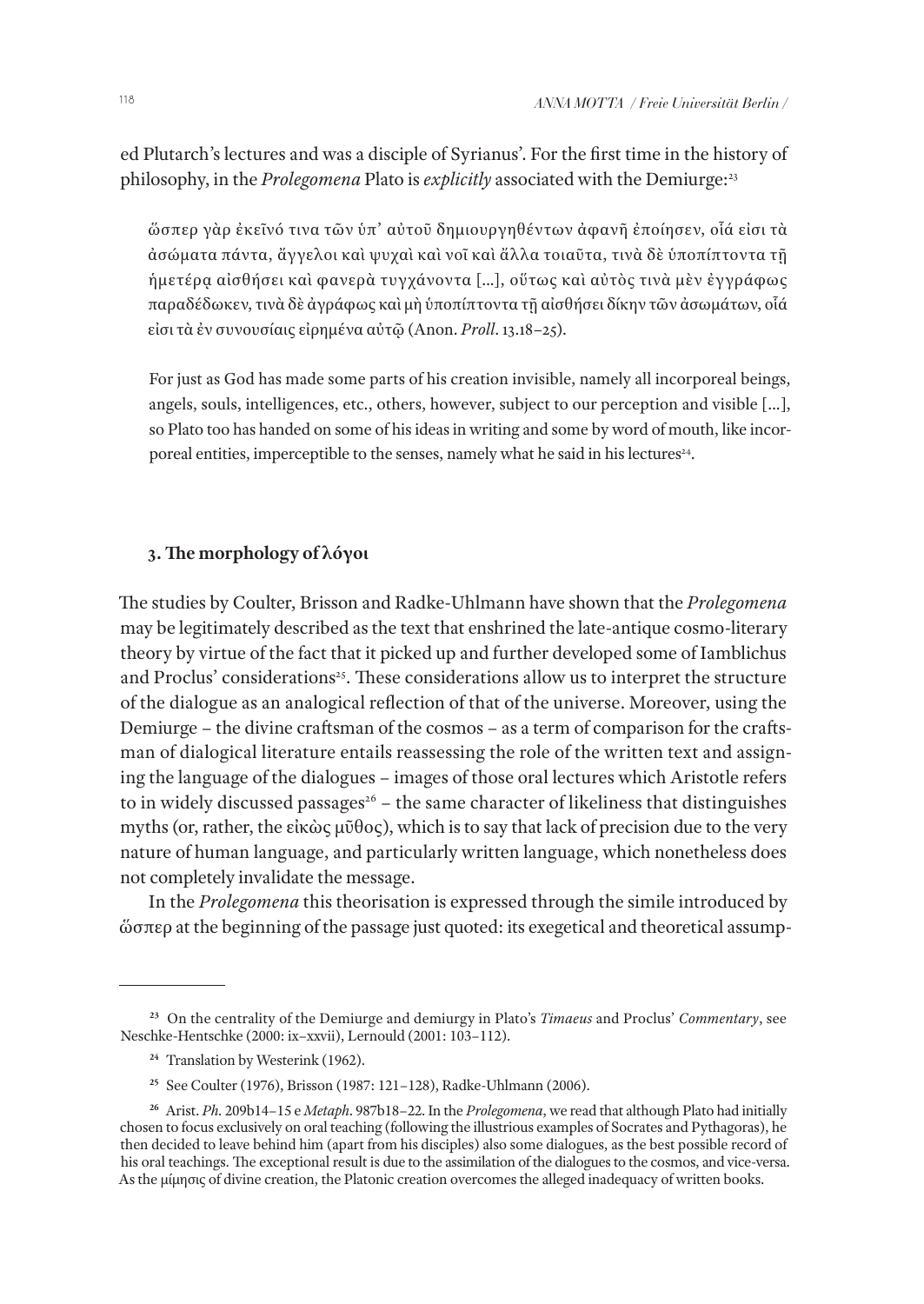ed Plutarch's lectures and was a disciple of Syrianus'. For the first time in the history of philosophy, in the *Prolegomena* Plato is *explicitly* associated with the Demiurge:[23]

> ὥσπερ γὰρ ἐκεῖνό τινα τῶν ὑπ' αὐτοῦ δημιουργηθέντων ἀφανῆ ἐποίησεν, οἷά εἰσι τὰ ἀσώματα πάντα, ἄγγελοι καὶ ψυχαὶ καὶ νοῖ καὶ ἄλλα τοιαῦτα, τινὰ δὲ ὑποπίπτοντα τῇ ἡμετέρᾳ αἰσθήσει καὶ φανερὰ τυγχάνοντα [...], οὕτως καὶ αὐτὸς τινὰ μὲν ἐγγράφως παραδέδωκεν, τινὰ δὲ ἀγράφως καὶ μὴ ὑποπίπτοντα τῇ αἰσθήσει δίκην τῶν ἀσωμάτων, οἷά εἰσι τὰ ἐν συνουσίαις εἰρημένα αὐτῷ (Anon. *Proll*. 13.18–25).
>
> For just as God has made some parts of his creation invisible, namely all incorporeal beings, angels, souls, intelligences, etc., others, however, subject to our perception and visible [...], so Plato too has handed on some of his ideas in writing and some by word of mouth, like incorporeal entities, imperceptible to the senses, namely what he said in his lectures[24].

### 3. The morphology of λόγοι

The studies by Coulter, Brisson and Radke-Uhlmann have shown that the *Prolegomena* may be legitimately described as the text that enshrined the late-antique cosmo-literary theory by virtue of the fact that it picked up and further developed some of Iamblichus and Proclus' considerations[25]. These considerations allow us to interpret the structure of the dialogue as an analogical reflection of that of the universe. Moreover, using the Demiurge – the divine craftsman of the cosmos – as a term of comparison for the craftsman of dialogical literature entails reassessing the role of the written text and assigning the language of the dialogues – images of those oral lectures which Aristotle refers to in widely discussed passages[26] – the same character of likeliness that distinguishes myths (or, rather, the εἰκὼς μῦθος), which is to say that lack of precision due to the very nature of human language, and particularly written language, which nonetheless does not completely invalidate the message.

In the *Prolegomena* this theorisation is expressed through the simile introduced by ὥσπερ at the beginning of the passage just quoted: its exegetical and theoretical assump-

---

[23] On the centrality of the Demiurge and demiurgy in Plato's *Timaeus* and Proclus' *Commentary*, see Neschke-Hentschke (2000: ix–xxvii), Lernould (2001: 103–112).

[24] Translation by Westerink (1962).

[25] See Coulter (1976), Brisson (1987: 121–128), Radke-Uhlmann (2006).

[26] Arist. *Ph*. 209b14–15 e *Metaph*. 987b18–22. In the *Prolegomena*, we read that although Plato had initially chosen to focus exclusively on oral teaching (following the illustrious examples of Socrates and Pythagoras), he then decided to leave behind him (apart from his disciples) also some dialogues, as the best possible record of his oral teachings. The exceptional result is due to the assimilation of the dialogues to the cosmos, and vice-versa. As the μίμησις of divine creation, the Platonic creation overcomes the alleged inadequacy of written books.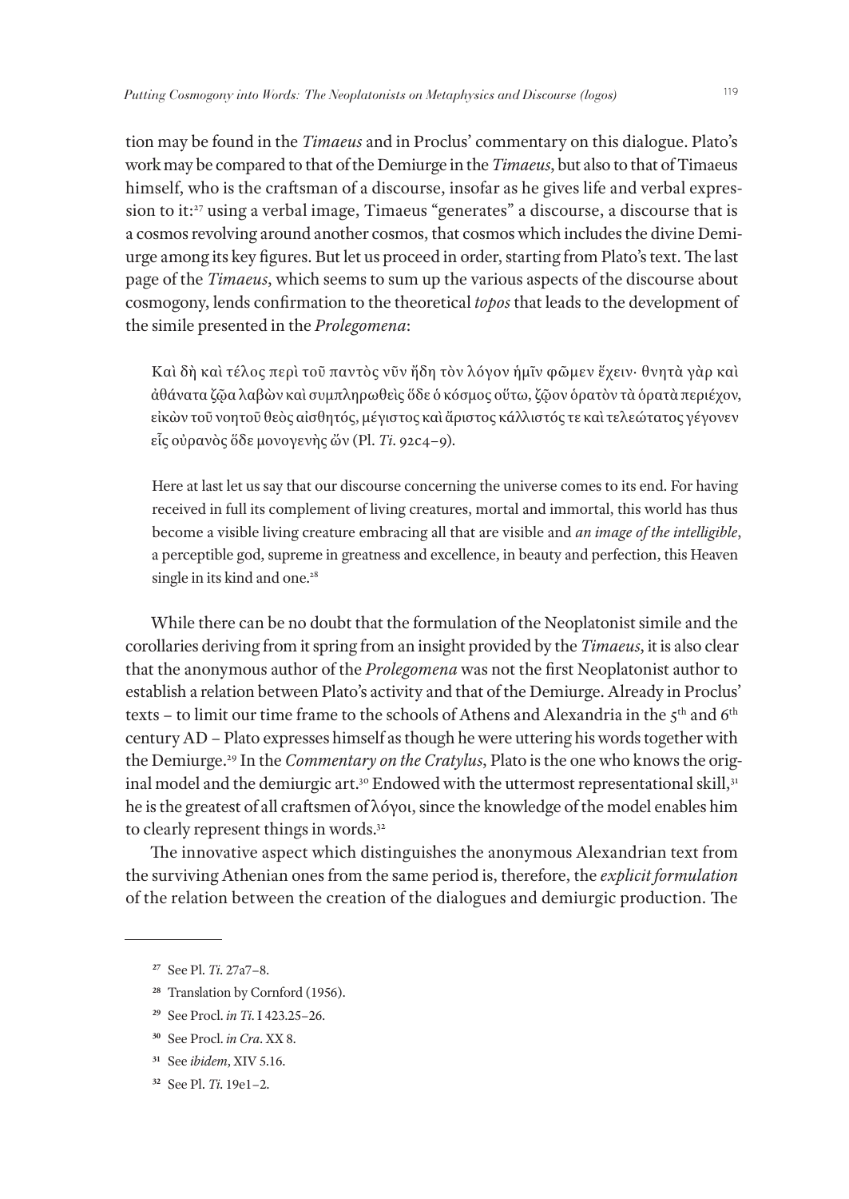tion may be found in the *Timaeus* and in Proclus' commentary on this dialogue. Plato's work may be compared to that of the Demiurge in the *Timaeus*, but also to that of Timaeus himself, who is the craftsman of a discourse, insofar as he gives life and verbal expression to it:[27] using a verbal image, Timaeus "generates" a discourse, a discourse that is a cosmos revolving around another cosmos, that cosmos which includes the divine Demiurge among its key figures. But let us proceed in order, starting from Plato's text. The last page of the *Timaeus*, which seems to sum up the various aspects of the discourse about cosmogony, lends confirmation to the theoretical *topos* that leads to the development of the simile presented in the *Prolegomena*:

> Καὶ δὴ καὶ τέλος περὶ τοῦ παντὸς νῦν ἤδη τὸν λόγον ἡμῖν φῶμεν ἔχειν· θνητὰ γὰρ καὶ ἀθάνατα ζῷα λαβὼν καὶ συμπληρωθεὶς ὅδε ὁ κόσμος οὕτω, ζῷον ὁρατὸν τὰ ὁρατὰ περιέχον, εἰκὼν τοῦ νοητοῦ θεὸς αἰσθητός, μέγιστος καὶ ἄριστος κάλλιστός τε καὶ τελεώτατος γέγονεν εἷς οὐρανὸς ὅδε μονογενὴς ὤν (Pl. *Ti*. 92c4–9).

> Here at last let us say that our discourse concerning the universe comes to its end. For having received in full its complement of living creatures, mortal and immortal, this world has thus become a visible living creature embracing all that are visible and *an image of the intelligible*, a perceptible god, supreme in greatness and excellence, in beauty and perfection, this Heaven single in its kind and one.[28]

While there can be no doubt that the formulation of the Neoplatonist simile and the corollaries deriving from it spring from an insight provided by the *Timaeus*, it is also clear that the anonymous author of the *Prolegomena* was not the first Neoplatonist author to establish a relation between Plato's activity and that of the Demiurge. Already in Proclus' texts – to limit our time frame to the schools of Athens and Alexandria in the 5th and 6th century AD – Plato expresses himself as though he were uttering his words together with the Demiurge.[29] In the *Commentary on the Cratylus*, Plato is the one who knows the original model and the demiurgic art.[30] Endowed with the uttermost representational skill,[31] he is the greatest of all craftsmen of λόγοι, since the knowledge of the model enables him to clearly represent things in words.[32]

The innovative aspect which distinguishes the anonymous Alexandrian text from the surviving Athenian ones from the same period is, therefore, the *explicit formulation* of the relation between the creation of the dialogues and demiurgic production. The

---

[27] See Pl. *Ti*. 27a7–8.

[28] Translation by Cornford (1956).

[29] See Procl. *in Ti*. I 423.25–26.

[30] See Procl. *in Cra*. XX 8.

[31] See *ibidem*, XIV 5.16.

[32] See Pl. *Ti*. 19e1–2.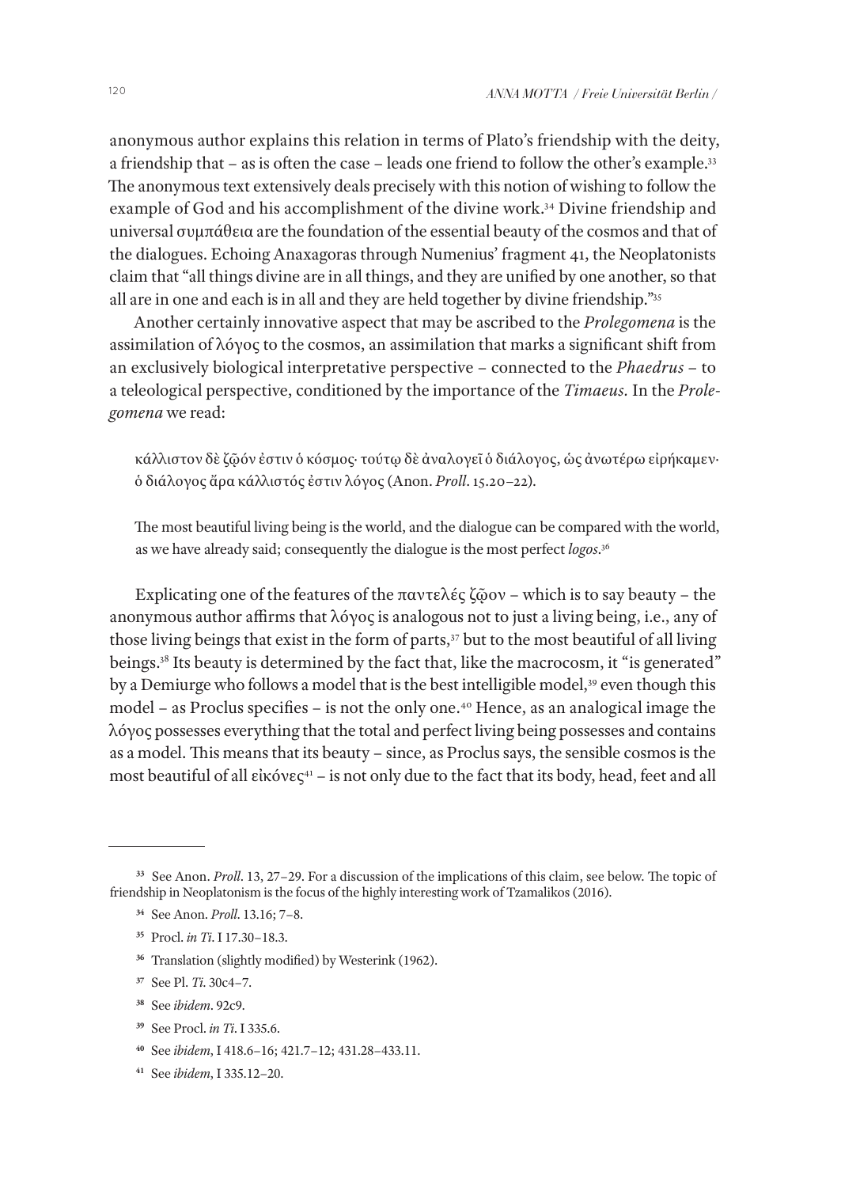anonymous author explains this relation in terms of Plato's friendship with the deity, a friendship that – as is often the case – leads one friend to follow the other's example.[33] The anonymous text extensively deals precisely with this notion of wishing to follow the example of God and his accomplishment of the divine work.[34] Divine friendship and universal συμπάθεια are the foundation of the essential beauty of the cosmos and that of the dialogues. Echoing Anaxagoras through Numenius' fragment 41, the Neoplatonists claim that "all things divine are in all things, and they are unified by one another, so that all are in one and each is in all and they are held together by divine friendship."[35]

Another certainly innovative aspect that may be ascribed to the *Prolegomena* is the assimilation of λόγος to the cosmos, an assimilation that marks a significant shift from an exclusively biological interpretative perspective – connected to the *Phaedrus* – to a teleological perspective, conditioned by the importance of the *Timaeus*. In the *Prolegomena* we read:

> κάλλιστον δὲ ζῷόν ἐστιν ὁ κόσμος· τούτῳ δὲ ἀναλογεῖ ὁ διάλογος, ὡς ἀνωτέρω εἰρήκαμεν· ὁ διάλογος ἄρα κάλλιστός ἐστιν λόγος (Anon. *Proll*. 15.20–22).
>
> The most beautiful living being is the world, and the dialogue can be compared with the world, as we have already said; consequently the dialogue is the most perfect *logos*.[36]

Explicating one of the features of the παντελές ζῷον – which is to say beauty – the anonymous author affirms that λόγος is analogous not to just a living being, i.e., any of those living beings that exist in the form of parts,[37] but to the most beautiful of all living beings.[38] Its beauty is determined by the fact that, like the macrocosm, it "is generated" by a Demiurge who follows a model that is the best intelligible model,[39] even though this model – as Proclus specifies – is not the only one.[40] Hence, as an analogical image the λόγος possesses everything that the total and perfect living being possesses and contains as a model. This means that its beauty – since, as Proclus says, the sensible cosmos is the most beautiful of all εἰκόνες[41] – is not only due to the fact that its body, head, feet and all

---

[33] See Anon. *Proll*. 13, 27–29. For a discussion of the implications of this claim, see below. The topic of friendship in Neoplatonism is the focus of the highly interesting work of Tzamalikos (2016).

[34] See Anon. *Proll*. 13.16; 7–8.

[35] Procl. *in Ti*. I 17.30–18.3.

[36] Translation (slightly modified) by Westerink (1962).

[37] See Pl. *Ti*. 30c4–7.

[38] See *ibidem*. 92c9.

[39] See Procl. *in Ti*. I 335.6.

[40] See *ibidem*, I 418.6–16; 421.7–12; 431.28–433.11.

[41] See *ibidem*, I 335.12–20.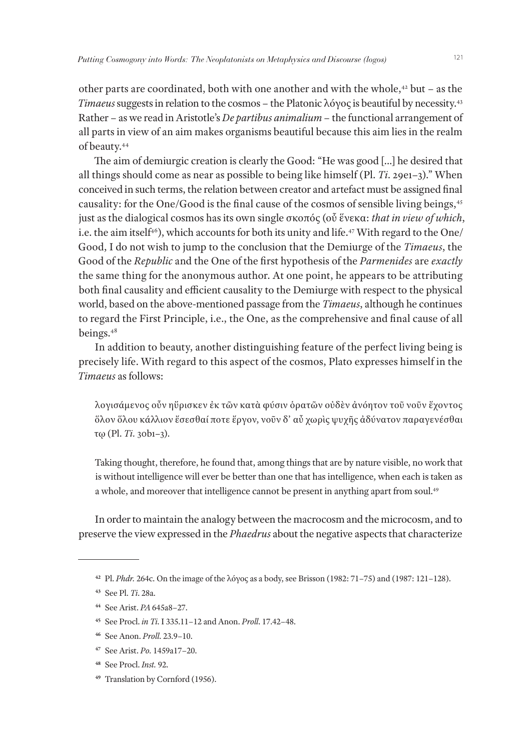other parts are coordinated, both with one another and with the whole,[42] but – as the *Timaeus* suggests in relation to the cosmos – the Platonic λόγος is beautiful by necessity.[43] Rather – as we read in Aristotle's *De partibus animalium* – the functional arrangement of all parts in view of an aim makes organisms beautiful because this aim lies in the realm of beauty.[44]

The aim of demiurgic creation is clearly the Good: "He was good [...] he desired that all things should come as near as possible to being like himself (Pl. *Ti*. 29e1–3)." When conceived in such terms, the relation between creator and artefact must be assigned final causality: for the One/Good is the final cause of the cosmos of sensible living beings,[45] just as the dialogical cosmos has its own single σκοπός (οὗ ἕνεκα: *that in view of which*, i.e. the aim itself[46]), which accounts for both its unity and life.[47] With regard to the One/Good, I do not wish to jump to the conclusion that the Demiurge of the *Timaeus*, the Good of the *Republic* and the One of the first hypothesis of the *Parmenides* are *exactly* the same thing for the anonymous author. At one point, he appears to be attributing both final causality and efficient causality to the Demiurge with respect to the physical world, based on the above-mentioned passage from the *Timaeus*, although he continues to regard the First Principle, i.e., the One, as the comprehensive and final cause of all beings.[48]

In addition to beauty, another distinguishing feature of the perfect living being is precisely life. With regard to this aspect of the cosmos, Plato expresses himself in the *Timaeus* as follows:

> λογισάμενος οὖν ηὕρισκεν ἐκ τῶν κατὰ φύσιν ὁρατῶν οὐδὲν ἀνόητον τοῦ νοῦν ἔχοντος ὅλον ὅλου κάλλιον ἔσεσθαί ποτε ἔργον, νοῦν δ' αὖ χωρὶς ψυχῆς ἀδύνατον παραγενέσθαι τῳ (Pl. *Ti*. 30b1–3).
>
> Taking thought, therefore, he found that, among things that are by nature visible, no work that is without intelligence will ever be better than one that has intelligence, when each is taken as a whole, and moreover that intelligence cannot be present in anything apart from soul.[49]

In order to maintain the analogy between the macrocosm and the microcosm, and to preserve the view expressed in the *Phaedrus* about the negative aspects that characterize

---

[42] Pl. *Phdr.* 264c. On the image of the λόγος as a body, see Brisson (1982: 71–75) and (1987: 121–128).

[43] See Pl. *Ti*. 28a.

[44] See Arist. *PA* 645a8–27.

[45] See Procl. *in Ti*. I 335.11–12 and Anon. *Proll*. 17.42–48.

[46] See Anon. *Proll*. 23.9–10.

[47] See Arist. *Po*. 1459a17–20.

[48] See Procl. *Inst*. 92.

[49] Translation by Cornford (1956).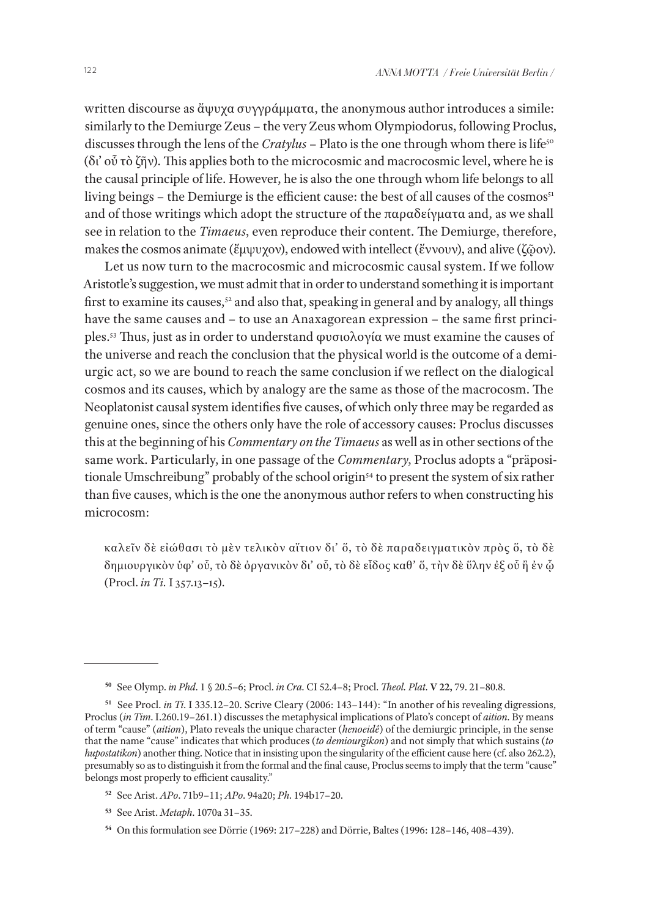written discourse as ἄψυχα συγγράμματα, the anonymous author introduces a simile: similarly to the Demiurge Zeus – the very Zeus whom Olympiodorus, following Proclus, discusses through the lens of the *Cratylus* – Plato is the one through whom there is life[50] (δι' οὗ τὸ ζῆν). This applies both to the microcosmic and macrocosmic level, where he is the causal principle of life. However, he is also the one through whom life belongs to all living beings – the Demiurge is the efficient cause: the best of all causes of the cosmos[51] and of those writings which adopt the structure of the παραδείγματα and, as we shall see in relation to the *Timaeus*, even reproduce their content. The Demiurge, therefore, makes the cosmos animate (ἔμψυχον), endowed with intellect (ἔννουν), and alive (ζῷον).

Let us now turn to the macrocosmic and microcosmic causal system. If we follow Aristotle's suggestion, we must admit that in order to understand something it is important first to examine its causes,[52] and also that, speaking in general and by analogy, all things have the same causes and – to use an Anaxagorean expression – the same first principles.[53] Thus, just as in order to understand φυσιολογία we must examine the causes of the universe and reach the conclusion that the physical world is the outcome of a demiurgic act, so we are bound to reach the same conclusion if we reflect on the dialogical cosmos and its causes, which by analogy are the same as those of the macrocosm. The Neoplatonist causal system identifies five causes, of which only three may be regarded as genuine ones, since the others only have the role of accessory causes: Proclus discusses this at the beginning of his *Commentary on the Timaeus* as well as in other sections of the same work. Particularly, in one passage of the *Commentary*, Proclus adopts a "präpositionale Umschreibung" probably of the school origin[54] to present the system of six rather than five causes, which is the one the anonymous author refers to when constructing his microcosm:

> καλεῖν δὲ εἰώθασι τὸ μὲν τελικὸν αἴτιον δι' ὅ, τὸ δὲ παραδειγματικὸν πρὸς ὅ, τὸ δὲ δημιουργικὸν ὑφ' οὗ, τὸ δὲ ὀργανικὸν δι' οὗ, τὸ δὲ εἶδος καθ' ὅ, τὴν δὲ ὕλην ἐξ οὗ ἢ ἐν ᾧ (Procl. *in Ti*. I 357.13–15).

---

[50] See Olymp. *in Phd*. 1 § 20.5–6; Procl. *in Cra*. CI 52.4–8; Procl. *Theol. Plat*. **V 22,** 79. 21–80.8.

[51] See Procl. *in Ti*. I 335.12–20. Scrive Cleary (2006: 143–144): "In another of his revealing digressions, Proclus (*in Tim*. I.260.19–261.1) discusses the metaphysical implications of Plato's concept of *aition*. By means of term "cause" (*aition*), Plato reveals the unique character (*henoeidê*) of the demiurgic principle, in the sense that the name "cause" indicates that which produces (*to demiourgikon*) and not simply that which sustains (*to hupostatikon*) another thing. Notice that in insisting upon the singularity of the efficient cause here (cf. also 262.2), presumably so as to distinguish it from the formal and the final cause, Proclus seems to imply that the term "cause" belongs most properly to efficient causality."

[52] See Arist. *APo*. 71b9–11; *APo*. 94a20; *Ph*. 194b17–20.

[53] See Arist. *Metaph*. 1070a 31–35.

[54] On this formulation see Dörrie (1969: 217–228) and Dörrie, Baltes (1996: 128–146, 408–439).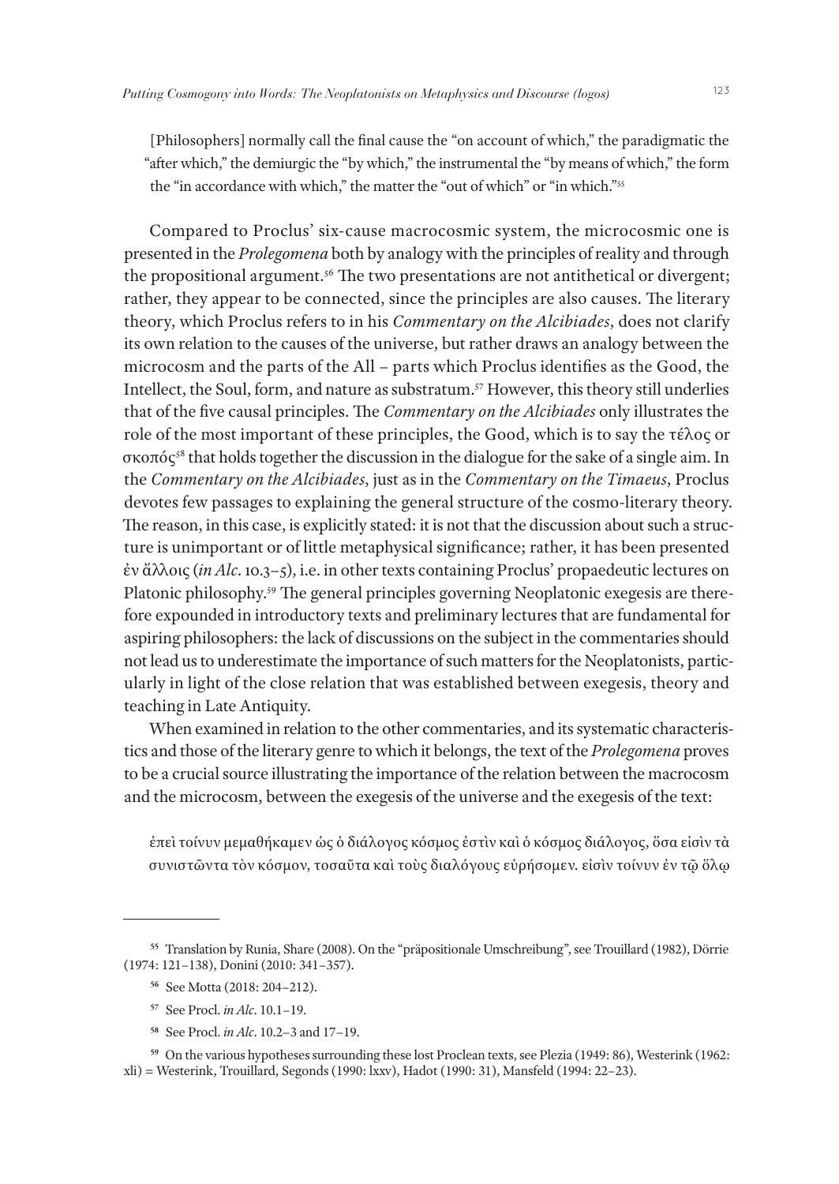> [Philosophers] normally call the final cause the "on account of which," the paradigmatic the "after which," the demiurgic the "by which," the instrumental the "by means of which," the form the "in accordance with which," the matter the "out of which" or "in which."[55]

Compared to Proclus' six-cause macrocosmic system, the microcosmic one is presented in the *Prolegomena* both by analogy with the principles of reality and through the propositional argument.[56] The two presentations are not antithetical or divergent; rather, they appear to be connected, since the principles are also causes. The literary theory, which Proclus refers to in his *Commentary on the Alcibiades*, does not clarify its own relation to the causes of the universe, but rather draws an analogy between the microcosm and the parts of the All – parts which Proclus identifies as the Good, the Intellect, the Soul, form, and nature as substratum.[57] However, this theory still underlies that of the five causal principles. The *Commentary on the Alcibiades* only illustrates the role of the most important of these principles, the Good, which is to say the τέλος or σκοπός[58] that holds together the discussion in the dialogue for the sake of a single aim. In the *Commentary on the Alcibiades*, just as in the *Commentary on the Timaeus*, Proclus devotes few passages to explaining the general structure of the cosmo-literary theory. The reason, in this case, is explicitly stated: it is not that the discussion about such a structure is unimportant or of little metaphysical significance; rather, it has been presented ἐν ἄλλοις (*in Alc*. 10.3–5), i.e. in other texts containing Proclus' propaedeutic lectures on Platonic philosophy.[59] The general principles governing Neoplatonic exegesis are therefore expounded in introductory texts and preliminary lectures that are fundamental for aspiring philosophers: the lack of discussions on the subject in the commentaries should not lead us to underestimate the importance of such matters for the Neoplatonists, particularly in light of the close relation that was established between exegesis, theory and teaching in Late Antiquity.

When examined in relation to the other commentaries, and its systematic characteristics and those of the literary genre to which it belongs, the text of the *Prolegomena* proves to be a crucial source illustrating the importance of the relation between the macrocosm and the microcosm, between the exegesis of the universe and the exegesis of the text:

> ἐπεὶ τοίνυν μεμαθήκαμεν ὡς ὁ διάλογος κόσμος ἐστὶν καὶ ὁ κόσμος διάλογος, ὅσα εἰσὶν τὰ συνιστῶντα τὸν κόσμον, τοσαῦτα καὶ τοὺς διαλόγους εὑρήσομεν. εἰσὶν τοίνυν ἐν τῷ ὅλῳ

---

[55] Translation by Runia, Share (2008). On the "präpositionale Umschreibung", see Trouillard (1982), Dörrie (1974: 121–138), Donini (2010: 341–357).

[56] See Motta (2018: 204–212).

[57] See Procl. *in Alc*. 10.1–19.

[58] See Procl. *in Alc*. 10.2–3 and 17–19.

[59] On the various hypotheses surrounding these lost Proclean texts, see Plezia (1949: 86), Westerink (1962: xli) = Westerink, Trouillard, Segonds (1990: lxxv), Hadot (1990: 31), Mansfeld (1994: 22–23).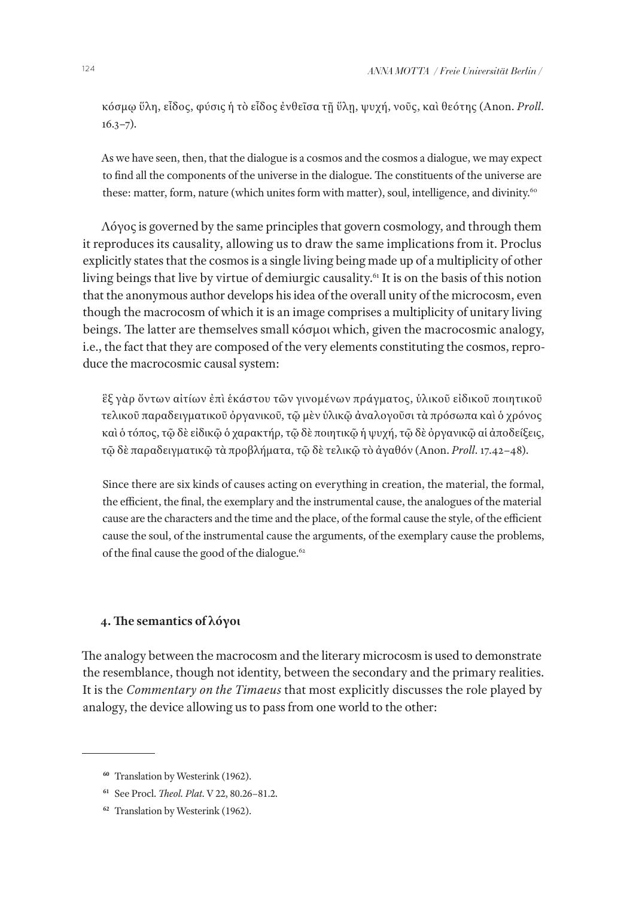κόσμῳ ὕλη, εἶδος, φύσις ἡ τὸ εἶδος ἐνθεῖσα τῇ ὕλῃ, ψυχή, νοῦς, καὶ θεότης (Anon. *Proll.* 16.3–7).

> As we have seen, then, that the dialogue is a cosmos and the cosmos a dialogue, we may expect to find all the components of the universe in the dialogue. The constituents of the universe are these: matter, form, nature (which unites form with matter), soul, intelligence, and divinity.[60]

Λόγος is governed by the same principles that govern cosmology, and through them it reproduces its causality, allowing us to draw the same implications from it. Proclus explicitly states that the cosmos is a single living being made up of a multiplicity of other living beings that live by virtue of demiurgic causality.[61] It is on the basis of this notion that the anonymous author develops his idea of the overall unity of the microcosm, even though the macrocosm of which it is an image comprises a multiplicity of unitary living beings. The latter are themselves small κόσμοι which, given the macrocosmic analogy, i.e., the fact that they are composed of the very elements constituting the cosmos, reproduce the macrocosmic causal system:

ἓξ γὰρ ὄντων αἰτίων ἐπὶ ἑκάστου τῶν γινομένων πράγματος, ὑλικοῦ εἰδικοῦ ποιητικοῦ τελικοῦ παραδειγματικοῦ ὀργανικοῦ, τῷ μὲν ὑλικῷ ἀναλογοῦσι τὰ πρόσωπα καὶ ὁ χρόνος καὶ ὁ τόπος, τῷ δὲ εἰδικῷ ὁ χαρακτήρ, τῷ δὲ ποιητικῷ ἡ ψυχή, τῷ δὲ ὀργανικῷ αἱ ἀποδείξεις, τῷ δὲ παραδειγματικῷ τὰ προβλήματα, τῷ δὲ τελικῷ τὸ ἀγαθόν (Anon. *Proll.* 17.42–48).

> Since there are six kinds of causes acting on everything in creation, the material, the formal, the efficient, the final, the exemplary and the instrumental cause, the analogues of the material cause are the characters and the time and the place, of the formal cause the style, of the efficient cause the soul, of the instrumental cause the arguments, of the exemplary cause the problems, of the final cause the good of the dialogue.[62]

## 4. The semantics of λόγοι

The analogy between the macrocosm and the literary microcosm is used to demonstrate the resemblance, though not identity, between the secondary and the primary realities. It is the *Commentary on the Timaeus* that most explicitly discusses the role played by analogy, the device allowing us to pass from one world to the other:

---

[60] Translation by Westerink (1962).

[61] See Procl. *Theol. Plat.* V 22, 80.26–81.2.

[62] Translation by Westerink (1962).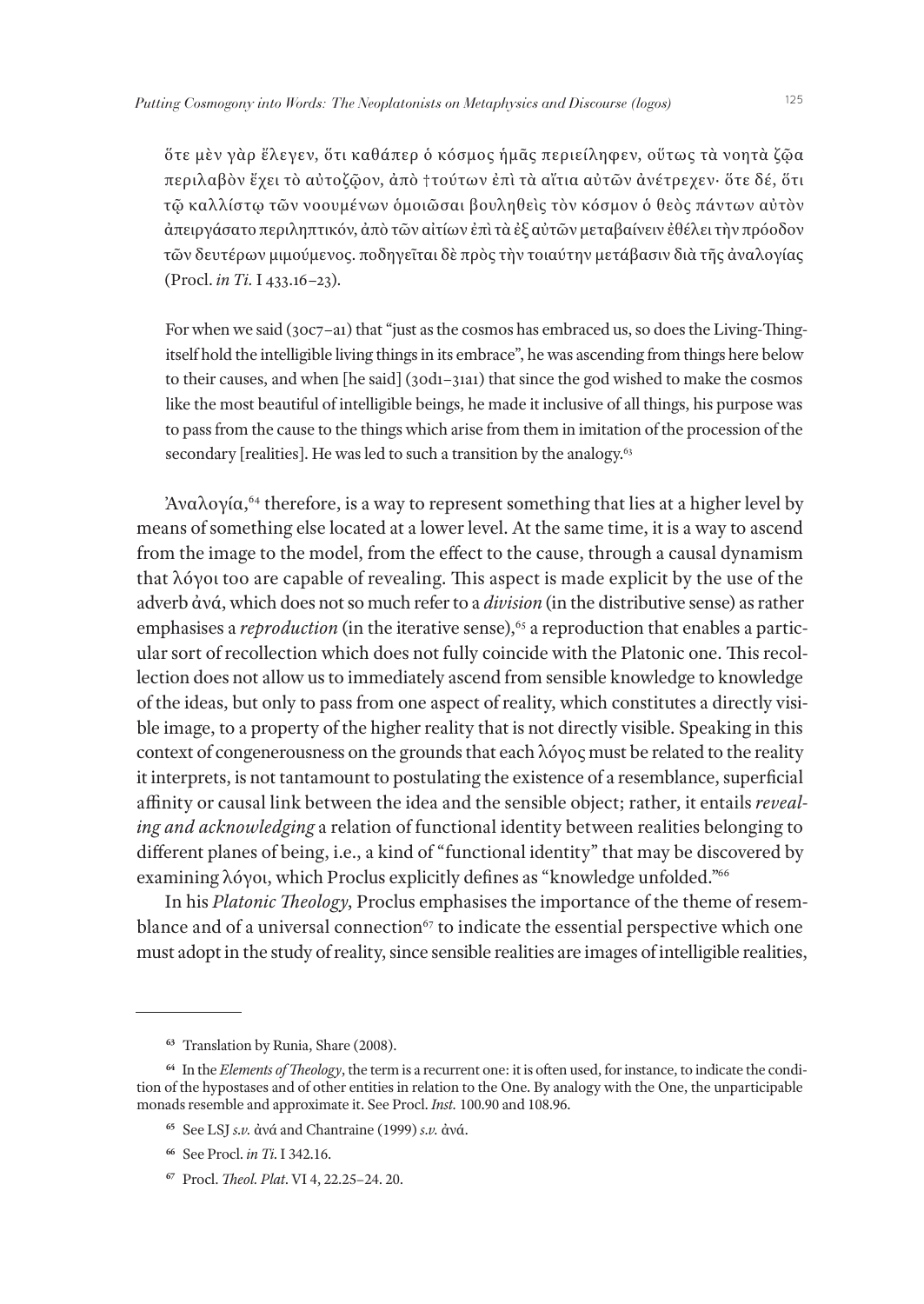ὅτε μὲν γὰρ ἔλεγεν, ὅτι καθάπερ ὁ κόσμος ἡμᾶς περιείληφεν, οὕτως τὰ νοητὰ ζῷα περιλαβὸν ἔχει τὸ αὐτοζῷον, ἀπὸ †τούτων ἐπὶ τὰ αἴτια αὐτῶν ἀνέτρεχεν· ὅτε δέ, ὅτι τῷ καλλίστῳ τῶν νοουμένων ὁμοιῶσαι βουληθεὶς τὸν κόσμον ὁ θεὸς πάντων αὐτὸν ἀπειργάσατο περιληπτικόν, ἀπὸ τῶν αἰτίων ἐπὶ τὰ ἐξ αὐτῶν μεταβαίνειν ἐθέλει τὴν πρόοδον τῶν δευτέρων μιμούμενος. ποδηγεῖται δὲ πρὸς τὴν τοιαύτην μετάβασιν διὰ τῆς ἀναλογίας (Procl. *in Ti.* I 433.16–23).

For when we said (30c7–a1) that "just as the cosmos has embraced us, so does the Living-Thing-itself hold the intelligible living things in its embrace", he was ascending from things here below to their causes, and when [he said] (30d1–31a1) that since the god wished to make the cosmos like the most beautiful of intelligible beings, he made it inclusive of all things, his purpose was to pass from the cause to the things which arise from them in imitation of the procession of the secondary [realities]. He was led to such a transition by the analogy.[63]

Ἀναλογία,[64] therefore, is a way to represent something that lies at a higher level by means of something else located at a lower level. At the same time, it is a way to ascend from the image to the model, from the effect to the cause, through a causal dynamism that λόγοι too are capable of revealing. This aspect is made explicit by the use of the adverb ἀνά, which does not so much refer to a *division* (in the distributive sense) as rather emphasises a *reproduction* (in the iterative sense),[65] a reproduction that enables a particular sort of recollection which does not fully coincide with the Platonic one. This recollection does not allow us to immediately ascend from sensible knowledge to knowledge of the ideas, but only to pass from one aspect of reality, which constitutes a directly visible image, to a property of the higher reality that is not directly visible. Speaking in this context of congenerousness on the grounds that each λόγος must be related to the reality it interprets, is not tantamount to postulating the existence of a resemblance, superficial affinity or causal link between the idea and the sensible object; rather, it entails *revealing and acknowledging* a relation of functional identity between realities belonging to different planes of being, i.e., a kind of "functional identity" that may be discovered by examining λόγοι, which Proclus explicitly defines as "knowledge unfolded."[66]

In his *Platonic Theology*, Proclus emphasises the importance of the theme of resemblance and of a universal connection[67] to indicate the essential perspective which one must adopt in the study of reality, since sensible realities are images of intelligible realities,

---

[63] Translation by Runia, Share (2008).

[64] In the *Elements of Theology*, the term is a recurrent one: it is often used, for instance, to indicate the condition of the hypostases and of other entities in relation to the One. By analogy with the One, the unparticipable monads resemble and approximate it. See Procl. *Inst.* 100.90 and 108.96.

[65] See LSJ *s.v.* ἀνά and Chantraine (1999) *s.v.* ἀνά.

[66] See Procl. *in Ti.* I 342.16.

[67] Procl. *Theol. Plat.* VI 4, 22.25–24. 20.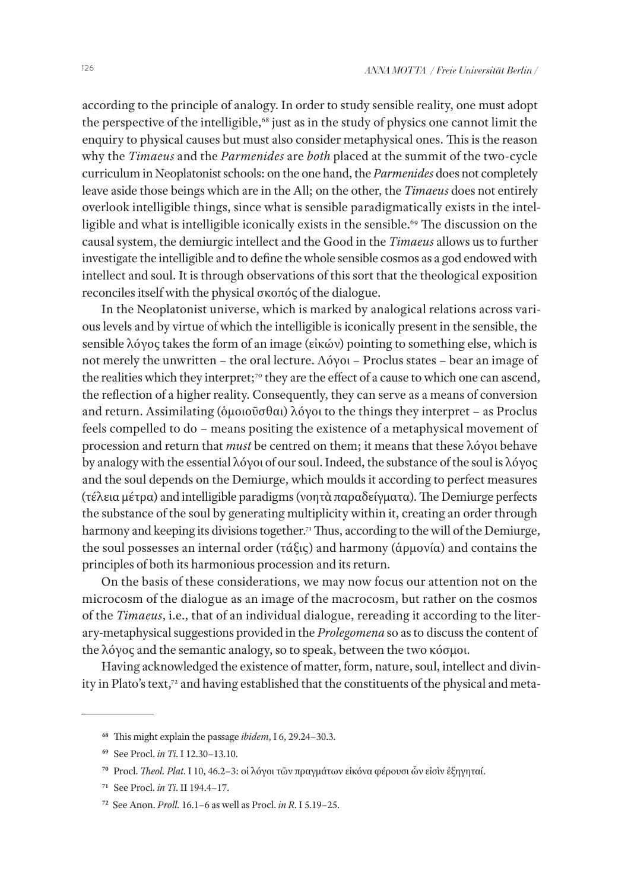according to the principle of analogy. In order to study sensible reality, one must adopt the perspective of the intelligible,[68] just as in the study of physics one cannot limit the enquiry to physical causes but must also consider metaphysical ones. This is the reason why the *Timaeus* and the *Parmenides* are *both* placed at the summit of the two-cycle curriculum in Neoplatonist schools: on the one hand, the *Parmenides* does not completely leave aside those beings which are in the All; on the other, the *Timaeus* does not entirely overlook intelligible things, since what is sensible paradigmatically exists in the intelligible and what is intelligible iconically exists in the sensible.[69] The discussion on the causal system, the demiurgic intellect and the Good in the *Timaeus* allows us to further investigate the intelligible and to define the whole sensible cosmos as a god endowed with intellect and soul. It is through observations of this sort that the theological exposition reconciles itself with the physical σκοπός of the dialogue.

In the Neoplatonist universe, which is marked by analogical relations across various levels and by virtue of which the intelligible is iconically present in the sensible, the sensible λόγος takes the form of an image (εἰκών) pointing to something else, which is not merely the unwritten – the oral lecture. Λόγοι – Proclus states – bear an image of the realities which they interpret;[70] they are the effect of a cause to which one can ascend, the reflection of a higher reality. Consequently, they can serve as a means of conversion and return. Assimilating (ὁμοιοῦσθαι) λόγοι to the things they interpret – as Proclus feels compelled to do – means positing the existence of a metaphysical movement of procession and return that *must* be centred on them; it means that these λόγοι behave by analogy with the essential λόγοι of our soul. Indeed, the substance of the soul is λόγος and the soul depends on the Demiurge, which moulds it according to perfect measures (τέλεια μέτρα) and intelligible paradigms (νοητὰ παραδείγματα). The Demiurge perfects the substance of the soul by generating multiplicity within it, creating an order through harmony and keeping its divisions together.[71] Thus, according to the will of the Demiurge, the soul possesses an internal order (τάξις) and harmony (ἁρμονία) and contains the principles of both its harmonious procession and its return.

On the basis of these considerations, we may now focus our attention not on the microcosm of the dialogue as an image of the macrocosm, but rather on the cosmos of the *Timaeus*, i.e., that of an individual dialogue, rereading it according to the literary-metaphysical suggestions provided in the *Prolegomena* so as to discuss the content of the λόγος and the semantic analogy, so to speak, between the two κόσμοι.

Having acknowledged the existence of matter, form, nature, soul, intellect and divinity in Plato's text,[72] and having established that the constituents of the physical and meta-

---

[68] This might explain the passage *ibidem*, I 6, 29.24–30.3.

[69] See Procl. *in Ti*. I 12.30–13.10.

[70] Procl. *Theol. Plat*. I 10, 46.2–3: οἱ λόγοι τῶν πραγμάτων εἰκόνα φέρουσι ὧν εἰσὶν ἐξηγηταί.

[71] See Procl. *in Ti*. II 194.4–17.

[72] See Anon. *Proll.* 16.1–6 as well as Procl. *in R*. I 5.19–25.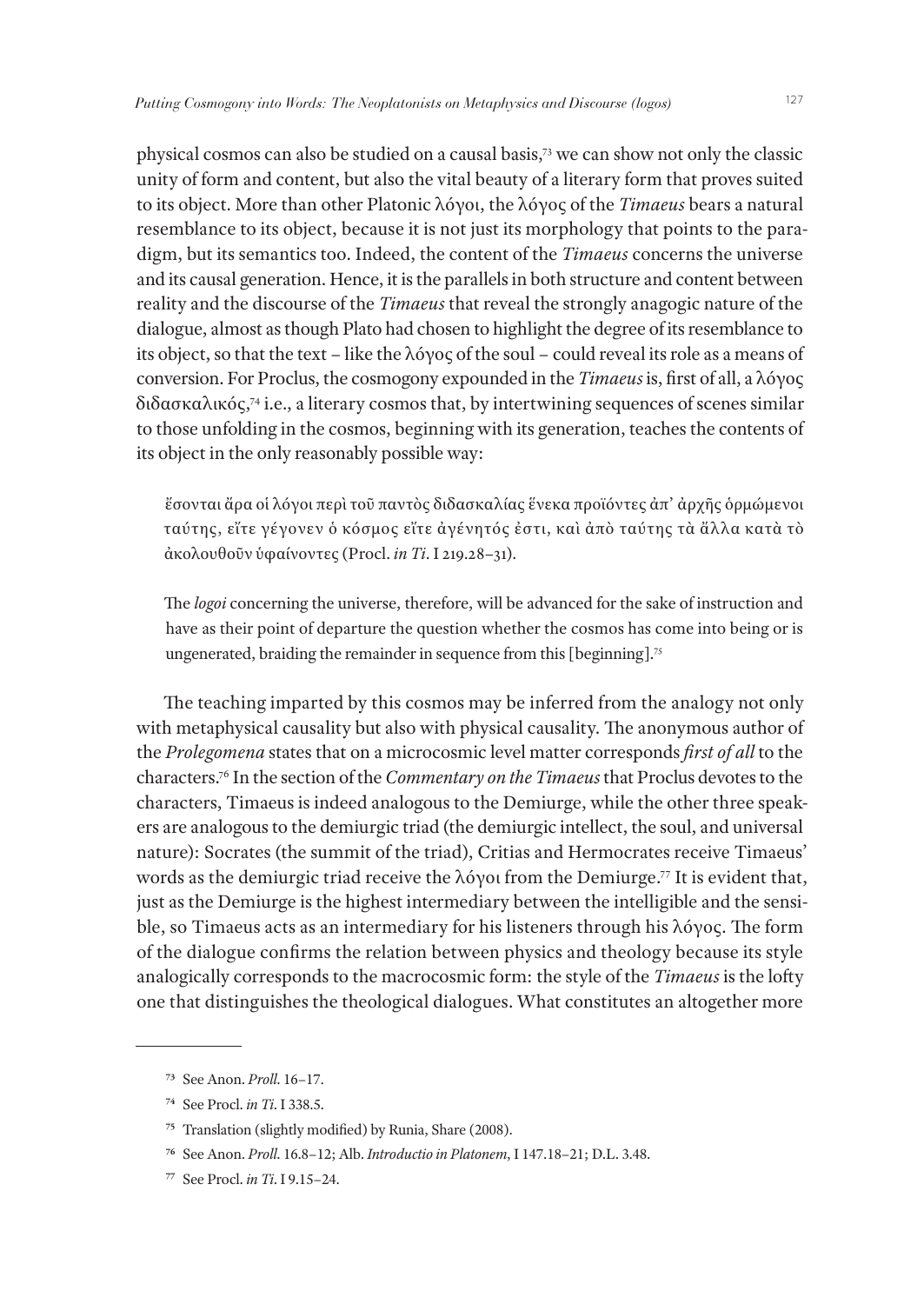physical cosmos can also be studied on a causal basis,[73] we can show not only the classic unity of form and content, but also the vital beauty of a literary form that proves suited to its object. More than other Platonic λόγοι, the λόγος of the *Timaeus* bears a natural resemblance to its object, because it is not just its morphology that points to the paradigm, but its semantics too. Indeed, the content of the *Timaeus* concerns the universe and its causal generation. Hence, it is the parallels in both structure and content between reality and the discourse of the *Timaeus* that reveal the strongly anagogic nature of the dialogue, almost as though Plato had chosen to highlight the degree of its resemblance to its object, so that the text – like the λόγος of the soul – could reveal its role as a means of conversion. For Proclus, the cosmogony expounded in the *Timaeus* is, first of all, a λόγος διδασκαλικός,[74] i.e., a literary cosmos that, by intertwining sequences of scenes similar to those unfolding in the cosmos, beginning with its generation, teaches the contents of its object in the only reasonably possible way:

> ἔσονται ἄρα οἱ λόγοι περὶ τοῦ παντὸς διδασκαλίας ἕνεκα προϊόντες ἀπ᾽ ἀρχῆς ὁρμώμενοι ταύτης, εἴτε γέγονεν ὁ κόσμος εἴτε ἀγένητός ἐστι, καὶ ἀπὸ ταύτης τὰ ἄλλα κατὰ τὸ ἀκολουθοῦν ὑφαίνοντες (Procl. *in Ti.* I 219.28–31).

> The *logoi* concerning the universe, therefore, will be advanced for the sake of instruction and have as their point of departure the question whether the cosmos has come into being or is ungenerated, braiding the remainder in sequence from this [beginning].[75]

The teaching imparted by this cosmos may be inferred from the analogy not only with metaphysical causality but also with physical causality. The anonymous author of the *Prolegomena* states that on a microcosmic level matter corresponds *first of all* to the characters.[76] In the section of the *Commentary on the Timaeus* that Proclus devotes to the characters, Timaeus is indeed analogous to the Demiurge, while the other three speakers are analogous to the demiurgic triad (the demiurgic intellect, the soul, and universal nature): Socrates (the summit of the triad), Critias and Hermocrates receive Timaeus' words as the demiurgic triad receive the λόγοι from the Demiurge.[77] It is evident that, just as the Demiurge is the highest intermediary between the intelligible and the sensible, so Timaeus acts as an intermediary for his listeners through his λόγος. The form of the dialogue confirms the relation between physics and theology because its style analogically corresponds to the macrocosmic form: the style of the *Timaeus* is the lofty one that distinguishes the theological dialogues. What constitutes an altogether more

---

[73] See Anon. *Proll.* 16–17.

[74] See Procl. *in Ti.* I 338.5.

[75] Translation (slightly modified) by Runia, Share (2008).

[76] See Anon. *Proll.* 16.8–12; Alb. *Introductio in Platonem*, I 147.18–21; D.L. 3.48.

[77] See Procl. *in Ti.* I 9.15–24.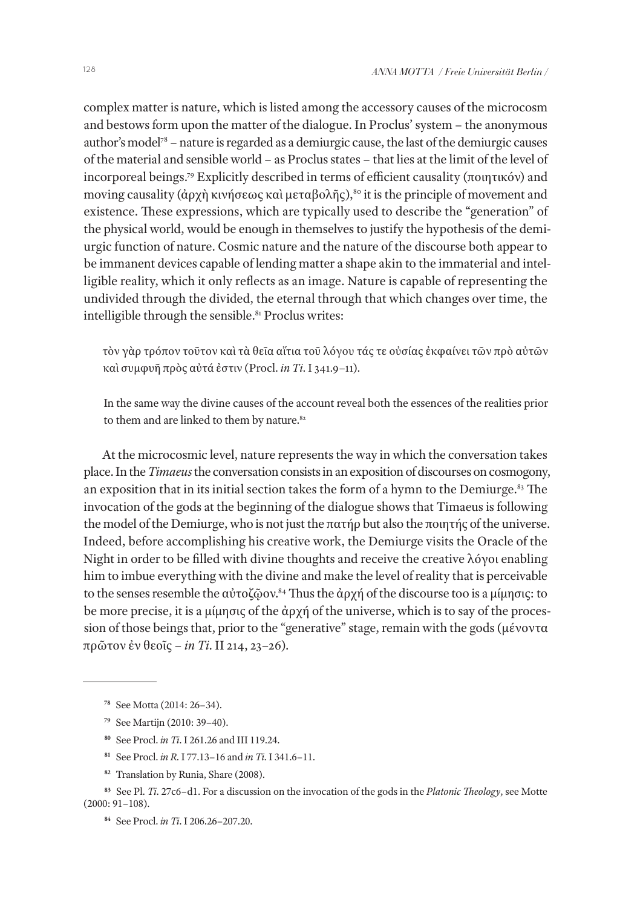complex matter is nature, which is listed among the accessory causes of the microcosm and bestows form upon the matter of the dialogue. In Proclus' system – the anonymous author's model[78] – nature is regarded as a demiurgic cause, the last of the demiurgic causes of the material and sensible world – as Proclus states – that lies at the limit of the level of incorporeal beings.[79] Explicitly described in terms of efficient causality (ποιητικόν) and moving causality (ἀρχὴ κινήσεως καὶ μεταβολῆς),[80] it is the principle of movement and existence. These expressions, which are typically used to describe the "generation" of the physical world, would be enough in themselves to justify the hypothesis of the demiurgic function of nature. Cosmic nature and the nature of the discourse both appear to be immanent devices capable of lending matter a shape akin to the immaterial and intelligible reality, which it only reflects as an image. Nature is capable of representing the undivided through the divided, the eternal through that which changes over time, the intelligible through the sensible.[81] Proclus writes:

> τὸν γὰρ τρόπον τοῦτον καὶ τὰ θεῖα αἴτια τοῦ λόγου τάς τε οὐσίας ἐκφαίνει τῶν πρὸ αὐτῶν καὶ συμφυῆ πρὸς αὐτά ἐστιν (Procl. *in Ti*. I 341.9–11).
>
> In the same way the divine causes of the account reveal both the essences of the realities prior to them and are linked to them by nature.[82]

At the microcosmic level, nature represents the way in which the conversation takes place. In the *Timaeus* the conversation consists in an exposition of discourses on cosmogony, an exposition that in its initial section takes the form of a hymn to the Demiurge.[83] The invocation of the gods at the beginning of the dialogue shows that Timaeus is following the model of the Demiurge, who is not just the πατήρ but also the ποιητής of the universe. Indeed, before accomplishing his creative work, the Demiurge visits the Oracle of the Night in order to be filled with divine thoughts and receive the creative λόγοι enabling him to imbue everything with the divine and make the level of reality that is perceivable to the senses resemble the αὐτοζῷον.[84] Thus the ἀρχή of the discourse too is a μίμησις: to be more precise, it is a μίμησις of the ἀρχή of the universe, which is to say of the procession of those beings that, prior to the "generative" stage, remain with the gods (μένοντα πρῶτον ἐν θεοῖς – *in Ti*. II 214, 23–26).

---

[78] See Motta (2014: 26–34).

[79] See Martijn (2010: 39–40).

[80] See Procl. *in Ti*. I 261.26 and III 119.24.

[81] See Procl. *in R*. I 77.13–16 and *in Ti*. I 341.6–11.

[82] Translation by Runia, Share (2008).

[83] See Pl. *Ti*. 27c6–d1. For a discussion on the invocation of the gods in the *Platonic Theology*, see Motte (2000: 91–108).

[84] See Procl. *in Ti*. I 206.26–207.20.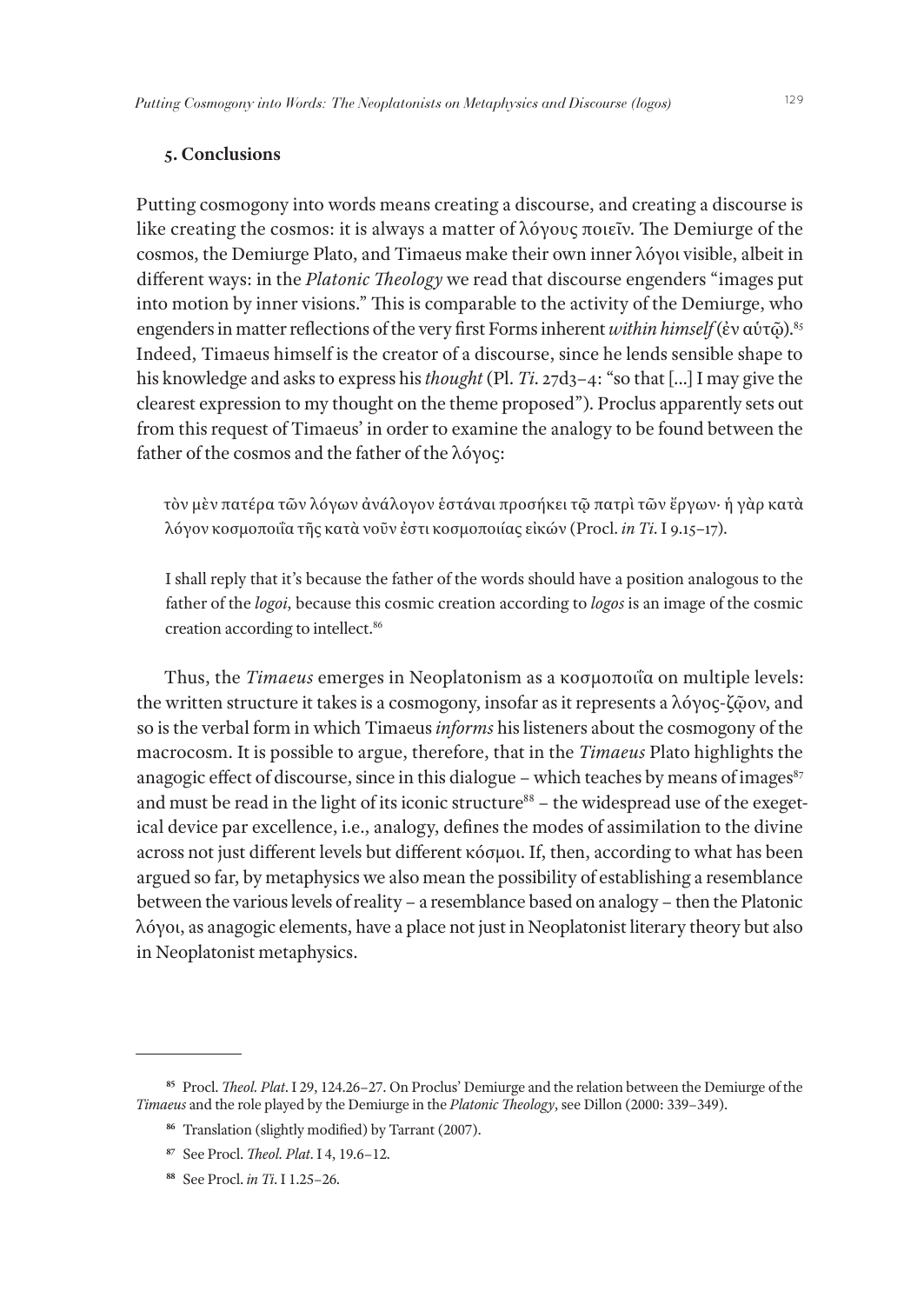## 5. Conclusions

Putting cosmogony into words means creating a discourse, and creating a discourse is like creating the cosmos: it is always a matter of λόγους ποιεῖν. The Demiurge of the cosmos, the Demiurge Plato, and Timaeus make their own inner λόγοι visible, albeit in different ways: in the *Platonic Theology* we read that discourse engenders "images put into motion by inner visions." This is comparable to the activity of the Demiurge, who engenders in matter reflections of the very first Forms inherent *within himself* (ἐν αὐτῷ).[85] Indeed, Timaeus himself is the creator of a discourse, since he lends sensible shape to his knowledge and asks to express his *thought* (Pl. *Ti*. 27d3–4: "so that [...] I may give the clearest expression to my thought on the theme proposed"). Proclus apparently sets out from this request of Timaeus' in order to examine the analogy to be found between the father of the cosmos and the father of the λόγος:

> τὸν μὲν πατέρα τῶν λόγων ἀνάλογον ἑστάναι προσήκει τῷ πατρὶ τῶν ἔργων· ἡ γὰρ κατὰ λόγον κοσμοποιΐα τῆς κατὰ νοῦν ἐστι κοσμοποιίας εἰκών (Procl. *in Ti*. I 9.15–17).
>
> I shall reply that it's because the father of the words should have a position analogous to the father of the *logoi*, because this cosmic creation according to *logos* is an image of the cosmic creation according to intellect.[86]

Thus, the *Timaeus* emerges in Neoplatonism as a κοσμοποιΐα on multiple levels: the written structure it takes is a cosmogony, insofar as it represents a λόγος-ζῷον, and so is the verbal form in which Timaeus *informs* his listeners about the cosmogony of the macrocosm. It is possible to argue, therefore, that in the *Timaeus* Plato highlights the anagogic effect of discourse, since in this dialogue – which teaches by means of images[87] and must be read in the light of its iconic structure[88] – the widespread use of the exegetical device par excellence, i.e., analogy, defines the modes of assimilation to the divine across not just different levels but different κόσμοι. If, then, according to what has been argued so far, by metaphysics we also mean the possibility of establishing a resemblance between the various levels of reality – a resemblance based on analogy – then the Platonic λόγοι, as anagogic elements, have a place not just in Neoplatonist literary theory but also in Neoplatonist metaphysics.

---

[85] Procl. *Theol. Plat*. I 29, 124.26–27. On Proclus' Demiurge and the relation between the Demiurge of the *Timaeus* and the role played by the Demiurge in the *Platonic Theology*, see Dillon (2000: 339–349).

[86] Translation (slightly modified) by Tarrant (2007).

[87] See Procl. *Theol. Plat*. I 4, 19.6–12.

[88] See Procl. *in Ti*. I 1.25–26.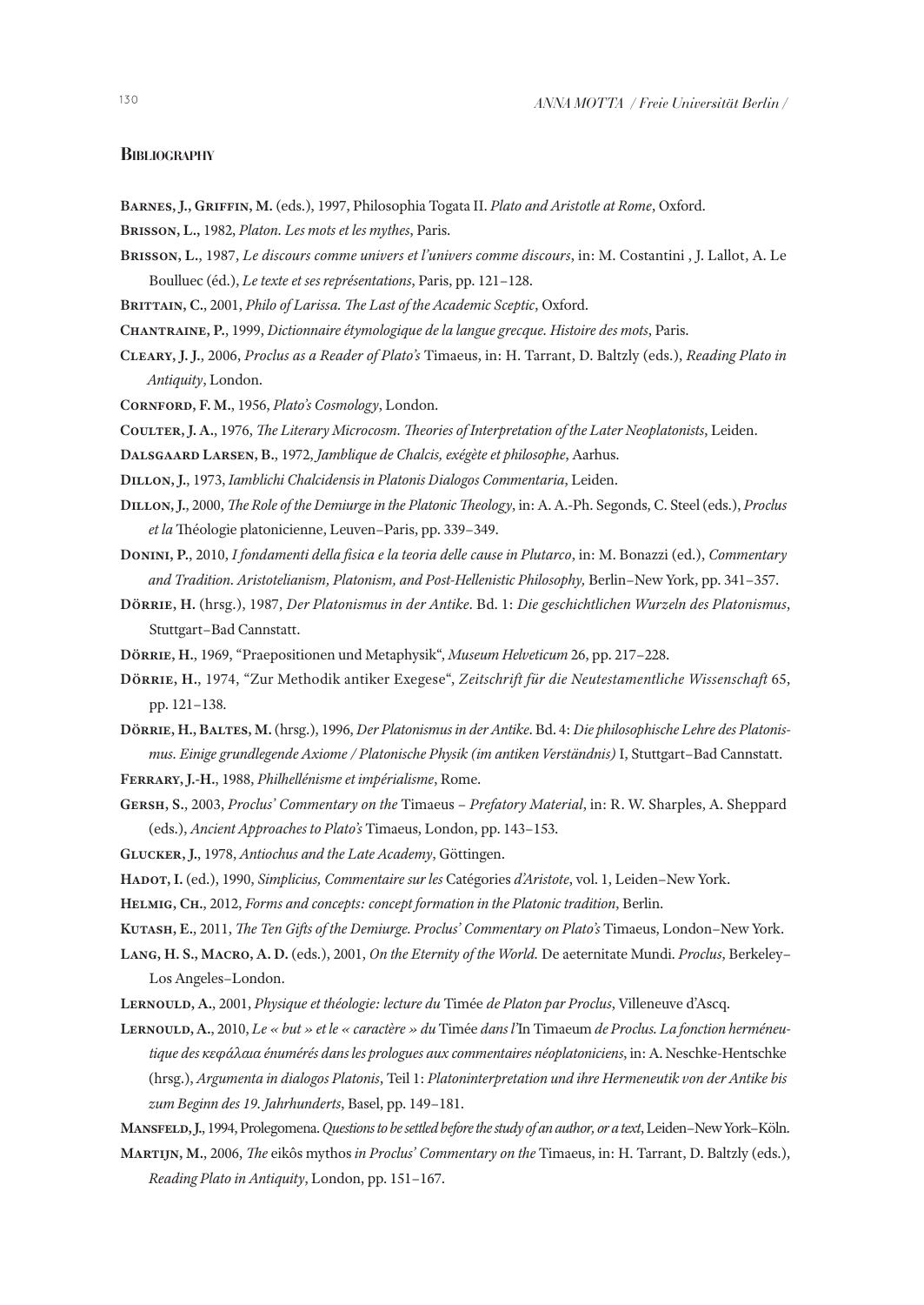## Bibliography

**Barnes, J., Griffin, M.** (eds.), 1997, Philosophia Togata II. *Plato and Aristotle at Rome*, Oxford.

**Brisson, L.**, 1982, *Platon. Les mots et les mythes*, Paris.

**Brisson, L.**, 1987, *Le discours comme univers et l'univers comme discours*, in: M. Costantini , J. Lallot, A. Le Boulluec (éd.), *Le texte et ses représentations*, Paris, pp. 121–128.

**Brittain, C.**, 2001, *Philo of Larissa. The Last of the Academic Sceptic*, Oxford.

**Chantraine, P.**, 1999, *Dictionnaire étymologique de la langue grecque. Histoire des mots*, Paris.

**Cleary, J. J.**, 2006, *Proclus as a Reader of Plato's* Timaeus, in: H. Tarrant, D. Baltzly (eds.), *Reading Plato in Antiquity*, London.

**Cornford, F. M.**, 1956, *Plato's Cosmology*, London.

**Coulter, J. A.**, 1976, *The Literary Microcosm. Theories of Interpretation of the Later Neoplatonists*, Leiden.

**Dalsgaard Larsen, B.**, 1972, *Jamblique de Chalcis, exégète et philosophe*, Aarhus.

**Dillon, J.**, 1973, *Iamblichi Chalcidensis in Platonis Dialogos Commentaria*, Leiden.

**Dillon, J.**, 2000, *The Role of the Demiurge in the Platonic Theology*, in: A. A.-Ph. Segonds, C. Steel (eds.), *Proclus et la* Théologie platonicienne, Leuven–Paris, pp. 339–349.

**Donini, P.**, 2010, *I fondamenti della fisica e la teoria delle cause in Plutarco*, in: M. Bonazzi (ed.), *Commentary and Tradition. Aristotelianism, Platonism, and Post-Hellenistic Philosophy,* Berlin–New York, pp. 341–357.

**Dörrie, H.** (hrsg.), 1987, *Der Platonismus in der Antike*. Bd. 1: *Die geschichtlichen Wurzeln des Platonismus*, Stuttgart–Bad Cannstatt.

**Dörrie, H.**, 1969, "Praepositionen und Metaphysik", *Museum Helveticum* 26, pp. 217–228.

**Dörrie, H.**, 1974, "Zur Methodik antiker Exegese", *Zeitschrift für die Neutestamentliche Wissenschaft* 65, pp. 121–138.

**Dörrie, H., Baltes, M.** (hrsg.), 1996, *Der Platonismus in der Antike*. Bd. 4: *Die philosophische Lehre des Platonismus. Einige grundlegende Axiome / Platonische Physik (im antiken Verständnis)* I, Stuttgart–Bad Cannstatt.

**Ferrary, J.-H.**, 1988, *Philhellénisme et impérialisme*, Rome.

**Gersh, S.**, 2003, *Proclus' Commentary on the* Timaeus *– Prefatory Material*, in: R. W. Sharples, A. Sheppard (eds.), *Ancient Approaches to Plato's* Timaeus, London, pp. 143–153.

**Glucker, J.**, 1978, *Antiochus and the Late Academy*, Göttingen.

**Hadot, I.** (ed.), 1990, *Simplicius, Commentaire sur les* Catégories *d'Aristote*, vol. 1, Leiden–New York.

**Helmig, Ch.**, 2012, *Forms and concepts: concept formation in the Platonic tradition*, Berlin.

**Kutash, E.**, 2011, *The Ten Gifts of the Demiurge. Proclus' Commentary on Plato's* Timaeus, London–New York.

**Lang, H. S., Macro, A. D.** (eds.), 2001, *On the Eternity of the World.* De aeternitate Mundi. *Proclus*, Berkeley–Los Angeles–London.

**Lernould, A.**, 2001, *Physique et théologie: lecture du* Timée *de Platon par Proclus*, Villeneuve d'Ascq.

**Lernould, A.**, 2010, *Le « but » et le « caractère » du* Timée *dans l'*In Timaeum *de Proclus. La fonction herméneutique des κεφάλαια énumérés dans les prologues aux commentaires néoplatoniciens*, in: A. Neschke-Hentschke (hrsg.), *Argumenta in dialogos Platonis*, Teil 1: *Platoninterpretation und ihre Hermeneutik von der Antike bis zum Beginn des 19. Jahrhunderts*, Basel, pp. 149–181.

**Mansfeld, J.**, 1994, Prolegomena. *Questions to be settled before the study of an author, or a text*, Leiden–New York–Köln.

**Martijn, M.**, 2006, *The* eikôs mythos *in Proclus' Commentary on the* Timaeus, in: H. Tarrant, D. Baltzly (eds.), *Reading Plato in Antiquity*, London, pp. 151–167.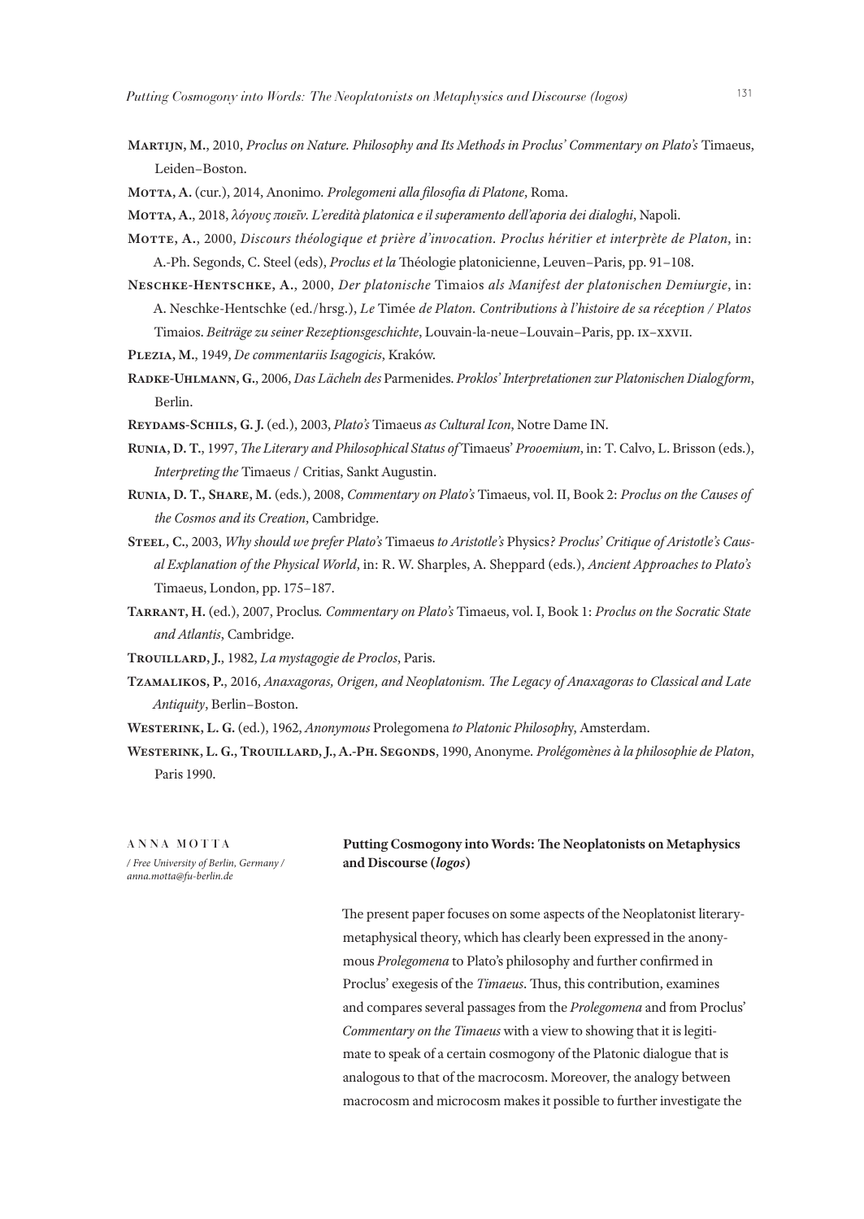**Martijn, M.**, 2010, *Proclus on Nature. Philosophy and Its Methods in Proclus' Commentary on Plato's* Timaeus, Leiden–Boston.

**Motta, A.** (cur.), 2014, Anonimo. *Prolegomeni alla filosofia di Platone*, Roma.

**Motta, A.**, 2018, *λόγους ποιεῖν. L'eredità platonica e il superamento dell'aporia dei dialoghi*, Napoli.

**Motte, A.**, 2000, *Discours théologique et prière d'invocation. Proclus héritier et interprète de Platon*, in: A.-Ph. Segonds, C. Steel (eds), *Proclus et la* Théologie platonicienne, Leuven–Paris, pp. 91–108.

**Neschke-Hentschke, A.**, 2000, *Der platonische* Timaios *als Manifest der platonischen Demiurgie*, in: A. Neschke-Hentschke (ed./hrsg.), *Le* Timée *de Platon. Contributions à l'histoire de sa réception / Platos* Timaios. *Beiträge zu seiner Rezeptionsgeschichte*, Louvain-la-neue–Louvain–Paris, pp. ix–xxvii.

**Plezia, M.**, 1949, *De commentariis Isagogicis*, Kraków.

**Radke-Uhlmann, G.**, 2006, *Das Lächeln des* Parmenides. *Proklos' Interpretationen zur Platonischen Dialogform*, Berlin.

**Reydams-Schils, G. J.** (ed.), 2003, *Plato's* Timaeus *as Cultural Icon*, Notre Dame IN.

**Runia, D. T.**, 1997, *The Literary and Philosophical Status of* Timaeus' *Prooemium*, in: T. Calvo, L. Brisson (eds.), *Interpreting the* Timaeus / Critias, Sankt Augustin.

**Runia, D. T., Share, M.** (eds.), 2008, *Commentary on Plato's* Timaeus, vol. II, Book 2: *Proclus on the Causes of the Cosmos and its Creation*, Cambridge.

**Steel, C.**, 2003, *Why should we prefer Plato's* Timaeus *to Aristotle's* Physics*? Proclus' Critique of Aristotle's Causal Explanation of the Physical World*, in: R. W. Sharples, A. Sheppard (eds.), *Ancient Approaches to Plato's* Timaeus, London, pp. 175–187.

**Tarrant, H.** (ed.), 2007, Proclus*. Commentary on Plato's* Timaeus, vol. I, Book 1: *Proclus on the Socratic State and Atlantis*, Cambridge.

**Trouillard, J.**, 1982, *La mystagogie de Proclos*, Paris.

**Tzamalikos, P.**, 2016, *Anaxagoras, Origen, and Neoplatonism. The Legacy of Anaxagoras to Classical and Late Antiquity*, Berlin–Boston.

**Westerink, L. G.** (ed.), 1962, *Anonymous* Prolegomena *to Platonic Philosoph*y, Amsterdam.

**Westerink, L. G., Trouillard, J., A.-Ph. Segonds**, 1990, Anonyme. *Prolégomènes à la philosophie de Platon*, Paris 1990.

ANNA MOTTA
*/ Free University of Berlin, Germany / anna.motta@fu-berlin.de*

**Putting Cosmogony into Words: The Neoplatonists on Metaphysics and Discourse (*logos*)**

The present paper focuses on some aspects of the Neoplatonist literary-metaphysical theory, which has clearly been expressed in the anonymous *Prolegomena* to Plato's philosophy and further confirmed in Proclus' exegesis of the *Timaeus*. Thus, this contribution, examines and compares several passages from the *Prolegomena* and from Proclus' *Commentary on the Timaeus* with a view to showing that it is legitimate to speak of a certain cosmogony of the Platonic dialogue that is analogous to that of the macrocosm. Moreover, the analogy between macrocosm and microcosm makes it possible to further investigate the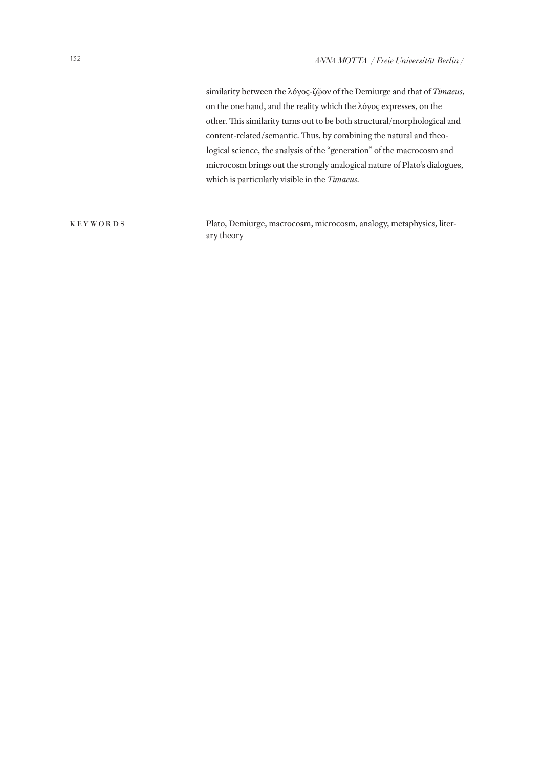similarity between the λόγος-ζῷον of the Demiurge and that of *Timaeus*, on the one hand, and the reality which the λόγος expresses, on the other. This similarity turns out to be both structural/morphological and content-related/semantic. Thus, by combining the natural and theological science, the analysis of the "generation" of the macrocosm and microcosm brings out the strongly analogical nature of Plato's dialogues, which is particularly visible in the *Timaeus*.

**KEYWORDS** Plato, Demiurge, macrocosm, microcosm, analogy, metaphysics, literary theory